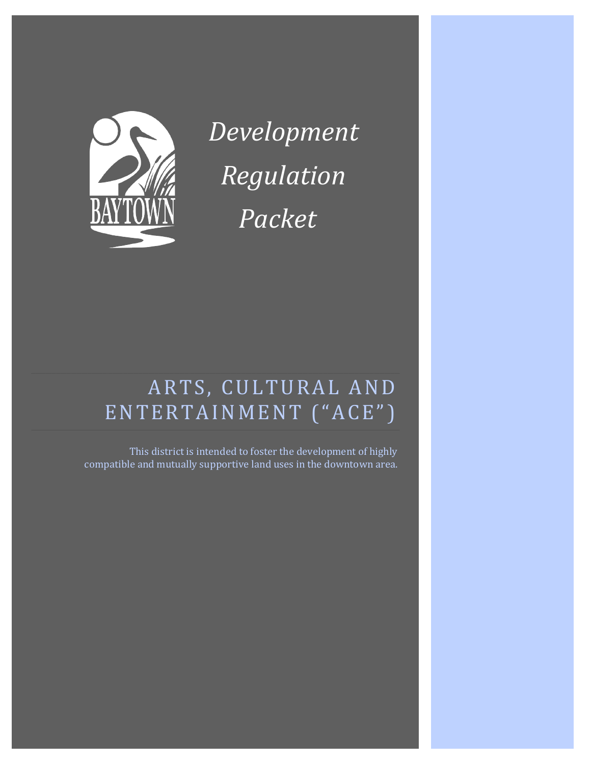BAYTOWN

# *Development Regulation Packet*

## ARTS, CULTURAL AND ENTERTAINMENT ("ACE")

This district is intended to foster the development of highly compatible and mutually supportive land uses in the downtown area.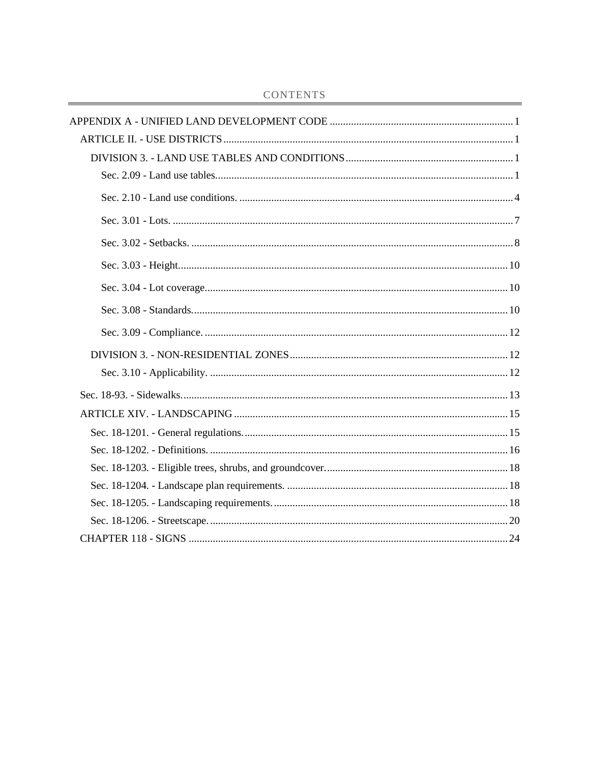# CONTENTS

APPENDIX A - UNIFIED LAND DEVELOPMENT CODE ........ 1

- ARTICLE II. - USE DISTRICTS ........ 1
  - DIVISION 3. - LAND USE TABLES AND CONDITIONS ........ 1
    - Sec. 2.09 - Land use tables. ........ 1
    - Sec. 2.10 - Land use conditions. ........ 4
    - Sec. 3.01 - Lots. ........ 7
    - Sec. 3.02 - Setbacks. ........ 8
    - Sec. 3.03 - Height. ........ 10
    - Sec. 3.04 - Lot coverage. ........ 10
    - Sec. 3.08 - Standards. ........ 10
    - Sec. 3.09 - Compliance. ........ 12
  - DIVISION 3. - NON-RESIDENTIAL ZONES ........ 12
    - Sec. 3.10 - Applicability. ........ 12
- Sec. 18-93. - Sidewalks. ........ 13
- ARTICLE XIV. - LANDSCAPING ........ 15
  - Sec. 18-1201. - General regulations. ........ 15
  - Sec. 18-1202. - Definitions. ........ 16
  - Sec. 18-1203. - Eligible trees, shrubs, and groundcover. ........ 18
  - Sec. 18-1204. - Landscape plan requirements. ........ 18
  - Sec. 18-1205. - Landscaping requirements. ........ 18
  - Sec. 18-1206. - Streetscape. ........ 20
- CHAPTER 118 - SIGNS ........ 24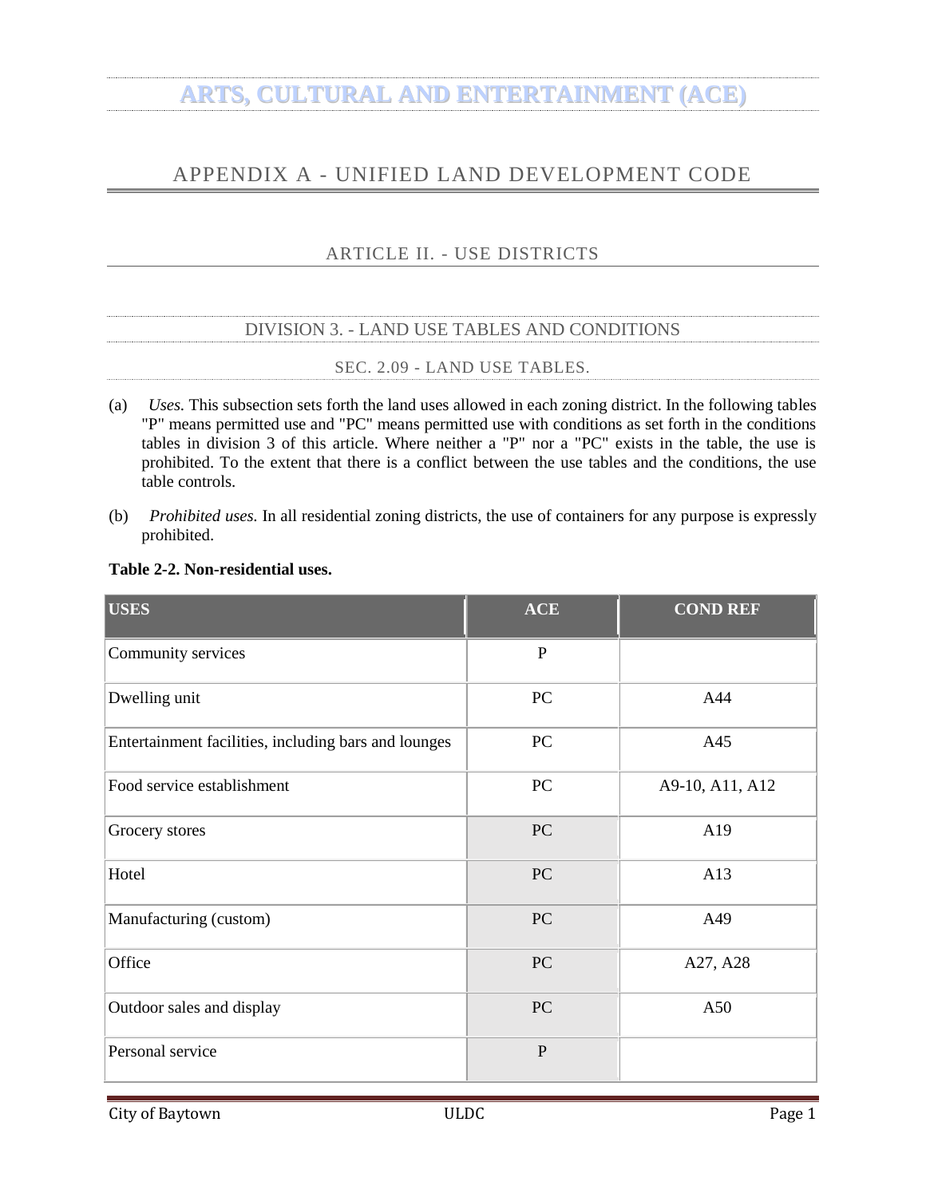# ARTS, CULTURAL AND ENTERTAINMENT (ACE)

## APPENDIX A - UNIFIED LAND DEVELOPMENT CODE

### ARTICLE II. - USE DISTRICTS

#### DIVISION 3. - LAND USE TABLES AND CONDITIONS

##### SEC. 2.09 - LAND USE TABLES.

(a) *Uses.* This subsection sets forth the land uses allowed in each zoning district. In the following tables "P" means permitted use and "PC" means permitted use with conditions as set forth in the conditions tables in division 3 of this article. Where neither a "P" nor a "PC" exists in the table, the use is prohibited. To the extent that there is a conflict between the use tables and the conditions, the use table controls.

(b) *Prohibited uses.* In all residential zoning districts, the use of containers for any purpose is expressly prohibited.

**Table 2-2. Non-residential uses.**

| USES | ACE | COND REF |
|---|---|---|
| Community services | P | |
| Dwelling unit | PC | A44 |
| Entertainment facilities, including bars and lounges | PC | A45 |
| Food service establishment | PC | A9-10, A11, A12 |
| Grocery stores | PC | A19 |
| Hotel | PC | A13 |
| Manufacturing (custom) | PC | A49 |
| Office | PC | A27, A28 |
| Outdoor sales and display | PC | A50 |
| Personal service | P | |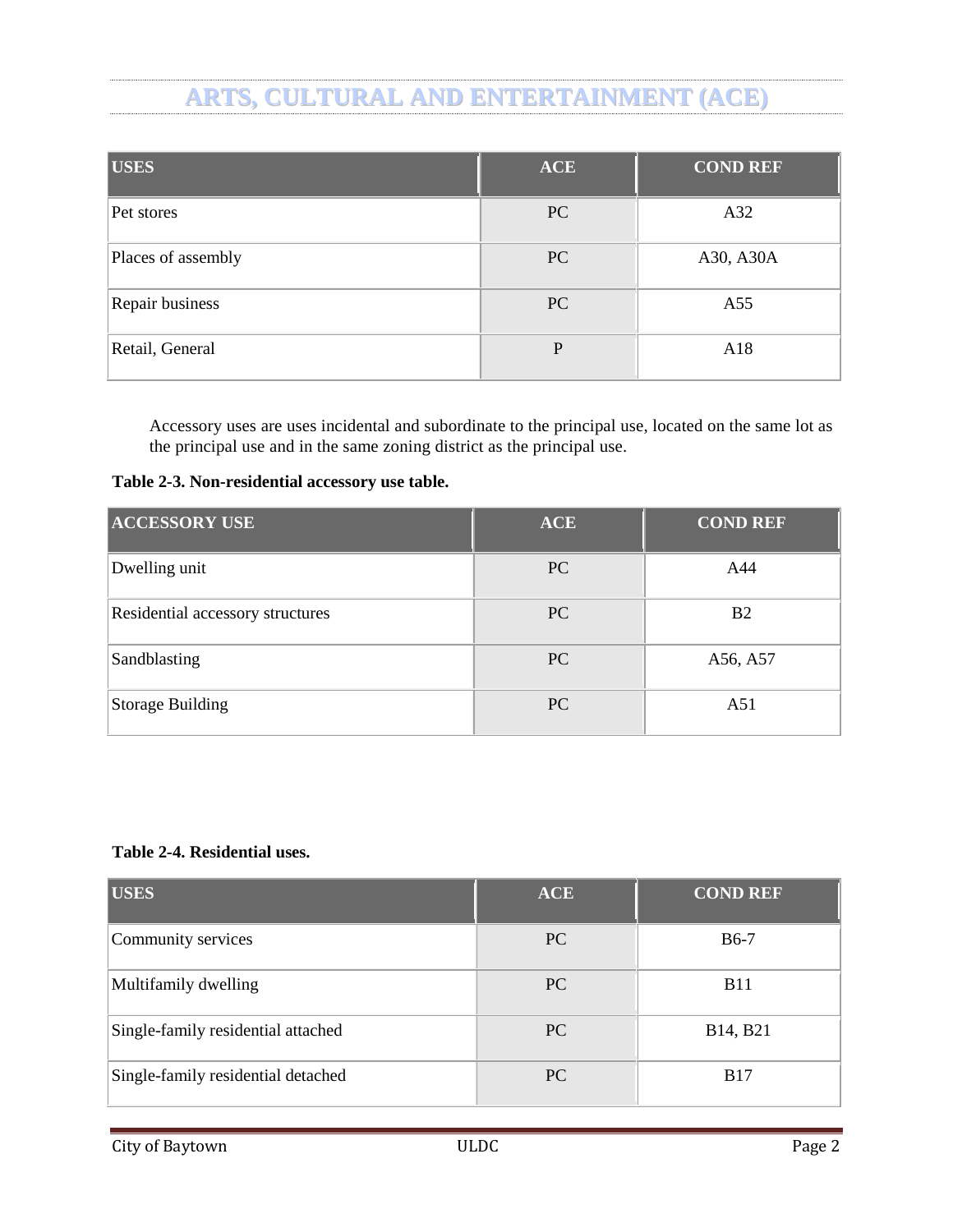# ARTS, CULTURAL AND ENTERTAINMENT (ACE)

| USES | ACE | COND REF |
|---|---|---|
| Pet stores | PC | A32 |
| Places of assembly | PC | A30, A30A |
| Repair business | PC | A55 |
| Retail, General | P | A18 |

Accessory uses are uses incidental and subordinate to the principal use, located on the same lot as the principal use and in the same zoning district as the principal use.

**Table 2-3. Non-residential accessory use table.**

| ACCESSORY USE | ACE | COND REF |
|---|---|---|
| Dwelling unit | PC | A44 |
| Residential accessory structures | PC | B2 |
| Sandblasting | PC | A56, A57 |
| Storage Building | PC | A51 |

**Table 2-4. Residential uses.**

| USES | ACE | COND REF |
|---|---|---|
| Community services | PC | B6-7 |
| Multifamily dwelling | PC | B11 |
| Single-family residential attached | PC | B14, B21 |
| Single-family residential detached | PC | B17 |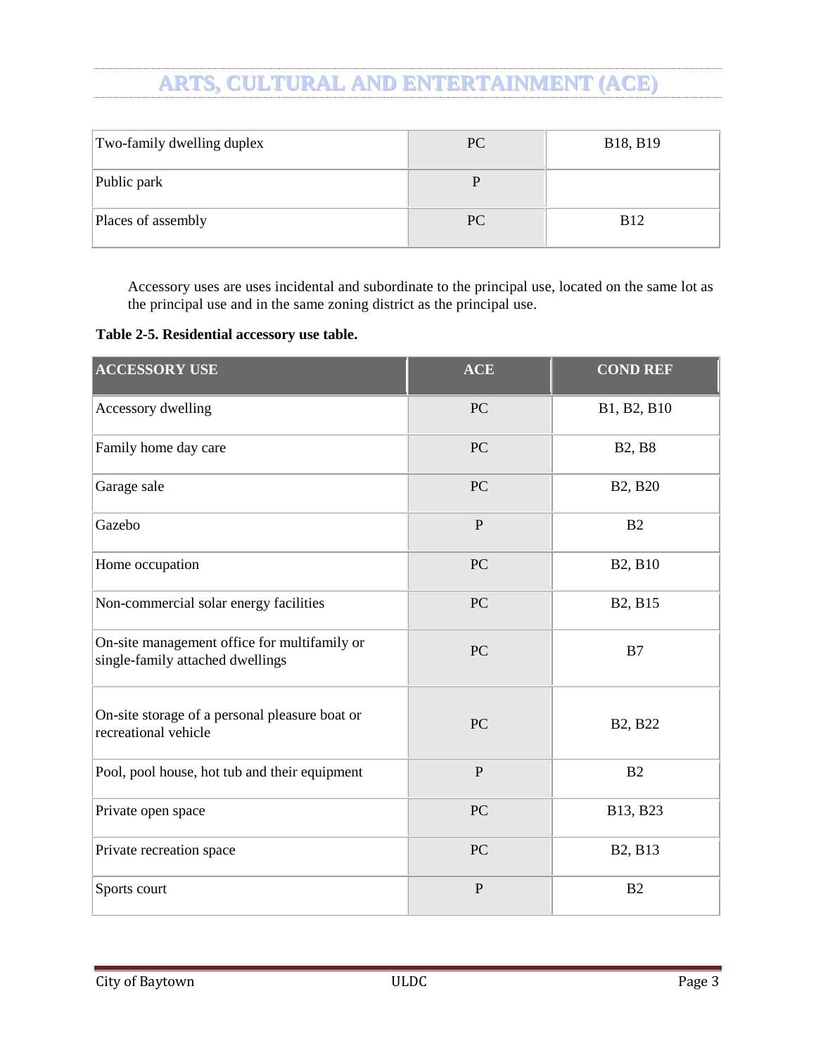# ARTS, CULTURAL AND ENTERTAINMENT (ACE)

| | | |
|---|---|---|
| Two-family dwelling duplex | PC | B18, B19 |
| Public park | P | |
| Places of assembly | PC | B12 |

Accessory uses are uses incidental and subordinate to the principal use, located on the same lot as the principal use and in the same zoning district as the principal use.

**Table 2-5. Residential accessory use table.**

| ACCESSORY USE | ACE | COND REF |
|---|---|---|
| Accessory dwelling | PC | B1, B2, B10 |
| Family home day care | PC | B2, B8 |
| Garage sale | PC | B2, B20 |
| Gazebo | P | B2 |
| Home occupation | PC | B2, B10 |
| Non-commercial solar energy facilities | PC | B2, B15 |
| On-site management office for multifamily or single-family attached dwellings | PC | B7 |
| On-site storage of a personal pleasure boat or recreational vehicle | PC | B2, B22 |
| Pool, pool house, hot tub and their equipment | P | B2 |
| Private open space | PC | B13, B23 |
| Private recreation space | PC | B2, B13 |
| Sports court | P | B2 |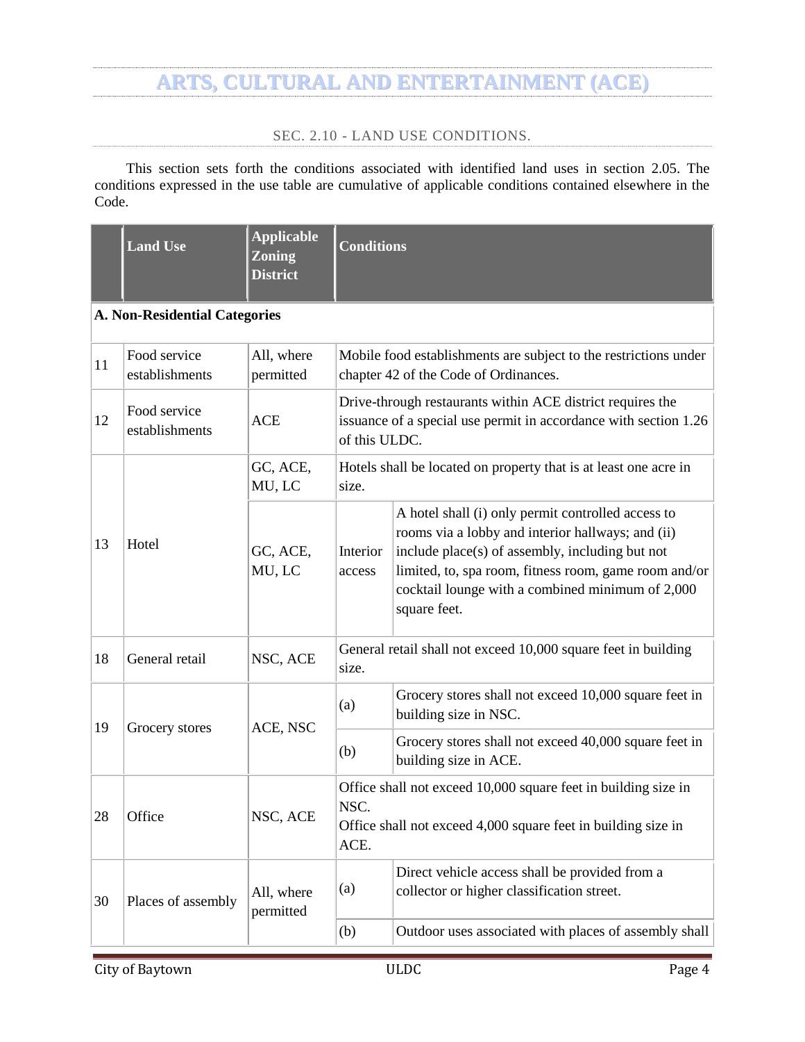# ARTS, CULTURAL AND ENTERTAINMENT (ACE)

## SEC. 2.10 - LAND USE CONDITIONS.

This section sets forth the conditions associated with identified land uses in section 2.05. The conditions expressed in the use table are cumulative of applicable conditions contained elsewhere in the Code.

| | Land Use | Applicable Zoning District | Conditions | |
|---|---|---|---|---|
| **A. Non-Residential Categories** | | | | |
| 11 | Food service establishments | All, where permitted | Mobile food establishments are subject to the restrictions under chapter 42 of the Code of Ordinances. | |
| 12 | Food service establishments | ACE | Drive-through restaurants within ACE district requires the issuance of a special use permit in accordance with section 1.26 of this ULDC. | |
| 13 | Hotel | GC, ACE, MU, LC | Hotels shall be located on property that is at least one acre in size. | |
| | | GC, ACE, MU, LC | Interior access | A hotel shall (i) only permit controlled access to rooms via a lobby and interior hallways; and (ii) include place(s) of assembly, including but not limited, to, spa room, fitness room, game room and/or cocktail lounge with a combined minimum of 2,000 square feet. |
| 18 | General retail | NSC, ACE | General retail shall not exceed 10,000 square feet in building size. | |
| 19 | Grocery stores | ACE, NSC | (a) | Grocery stores shall not exceed 10,000 square feet in building size in NSC. |
| | | | (b) | Grocery stores shall not exceed 40,000 square feet in building size in ACE. |
| 28 | Office | NSC, ACE | Office shall not exceed 10,000 square feet in building size in NSC.<br>Office shall not exceed 4,000 square feet in building size in ACE. | |
| 30 | Places of assembly | All, where permitted | (a) | Direct vehicle access shall be provided from a collector or higher classification street. |
| | | | (b) | Outdoor uses associated with places of assembly shall |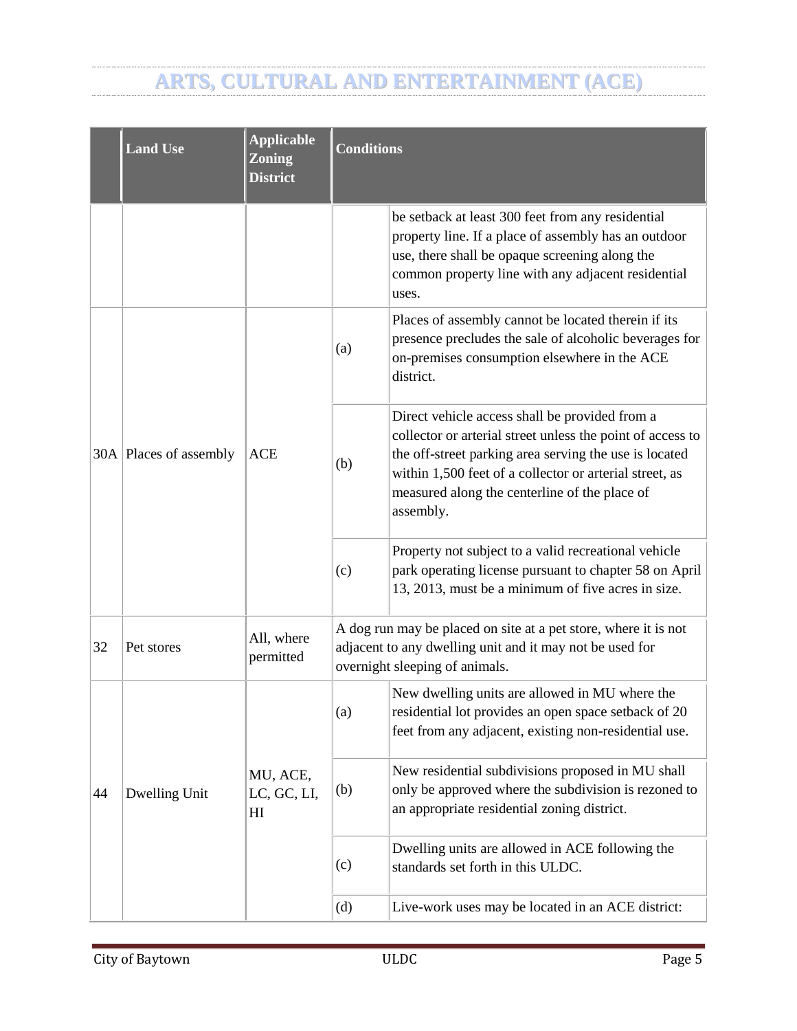# ARTS, CULTURAL AND ENTERTAINMENT (ACE)

| | Land Use | Applicable Zoning District | Conditions | |
|---|---|---|---|---|
| | | | | be setback at least 300 feet from any residential property line. If a place of assembly has an outdoor use, there shall be opaque screening along the common property line with any adjacent residential uses. |
| 30A | Places of assembly | ACE | (a) | Places of assembly cannot be located therein if its presence precludes the sale of alcoholic beverages for on-premises consumption elsewhere in the ACE district. |
| | | | (b) | Direct vehicle access shall be provided from a collector or arterial street unless the point of access to the off-street parking area serving the use is located within 1,500 feet of a collector or arterial street, as measured along the centerline of the place of assembly. |
| | | | (c) | Property not subject to a valid recreational vehicle park operating license pursuant to chapter 58 on April 13, 2013, must be a minimum of five acres in size. |
| 32 | Pet stores | All, where permitted | A dog run may be placed on site at a pet store, where it is not adjacent to any dwelling unit and it may not be used for overnight sleeping of animals. | |
| 44 | Dwelling Unit | MU, ACE, LC, GC, LI, HI | (a) | New dwelling units are allowed in MU where the residential lot provides an open space setback of 20 feet from any adjacent, existing non-residential use. |
| | | | (b) | New residential subdivisions proposed in MU shall only be approved where the subdivision is rezoned to an appropriate residential zoning district. |
| | | | (c) | Dwelling units are allowed in ACE following the standards set forth in this ULDC. |
| | | | (d) | Live-work uses may be located in an ACE district: |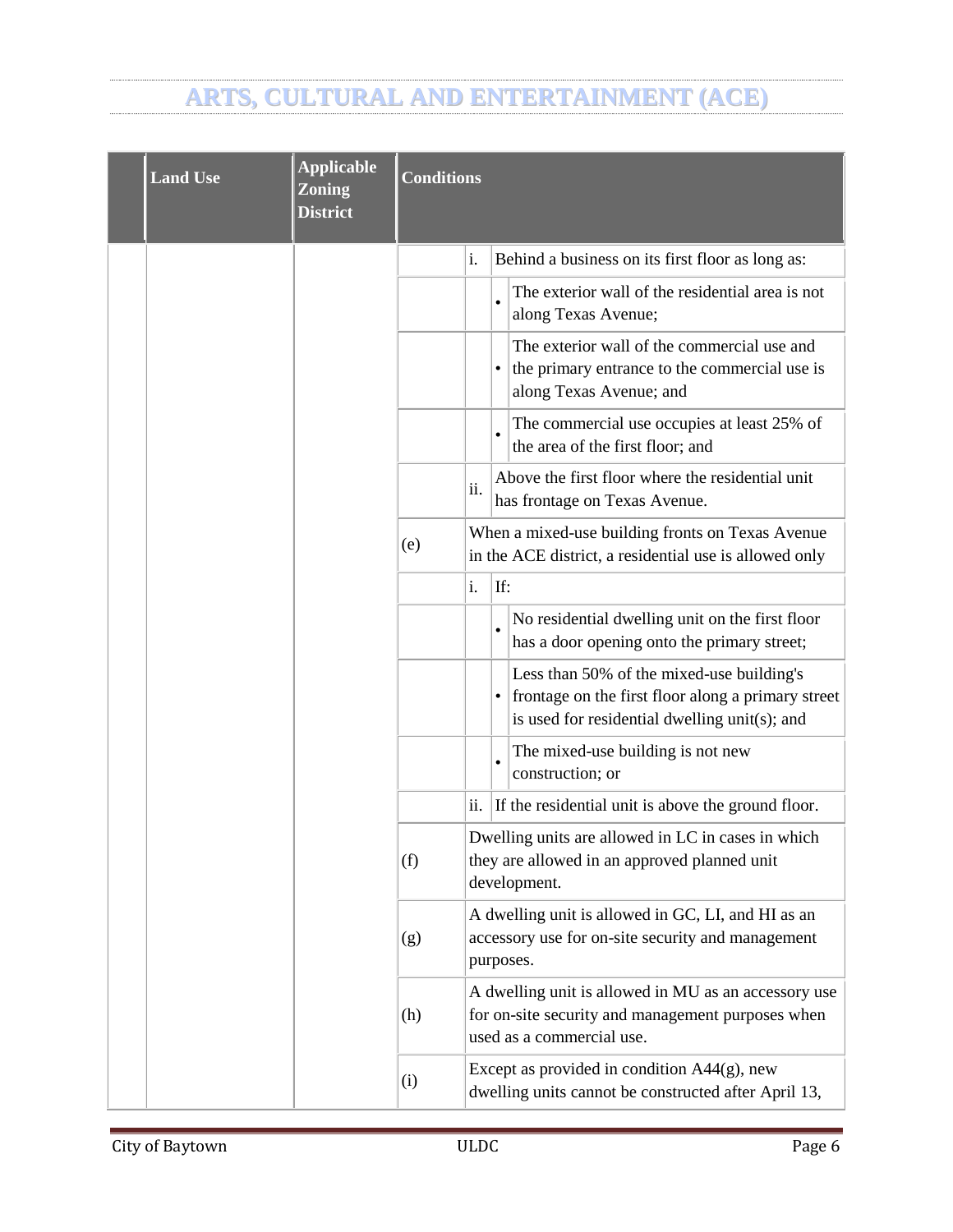# ARTS, CULTURAL AND ENTERTAINMENT (ACE)

| | Land Use | Applicable Zoning District | Conditions | | | |
|---|---|---|---|---|---|---|
| | | | | i. | Behind a business on its first floor as long as: | |
| | | | | | • | The exterior wall of the residential area is not along Texas Avenue; |
| | | | | | • | The exterior wall of the commercial use and the primary entrance to the commercial use is along Texas Avenue; and |
| | | | | | • | The commercial use occupies at least 25% of the area of the first floor; and |
| | | | | ii. | Above the first floor where the residential unit has frontage on Texas Avenue. | |
| | | | (e) | When a mixed-use building fronts on Texas Avenue in the ACE district, a residential use is allowed only | | |
| | | | | i. | If: | |
| | | | | | • | No residential dwelling unit on the first floor has a door opening onto the primary street; |
| | | | | | • | Less than 50% of the mixed-use building's frontage on the first floor along a primary street is used for residential dwelling unit(s); and |
| | | | | | • | The mixed-use building is not new construction; or |
| | | | | ii. | If the residential unit is above the ground floor. | |
| | | | (f) | Dwelling units are allowed in LC in cases in which they are allowed in an approved planned unit development. | | |
| | | | (g) | A dwelling unit is allowed in GC, LI, and HI as an accessory use for on-site security and management purposes. | | |
| | | | (h) | A dwelling unit is allowed in MU as an accessory use for on-site security and management purposes when used as a commercial use. | | |
| | | | (i) | Except as provided in condition A44(g), new dwelling units cannot be constructed after April 13, | | |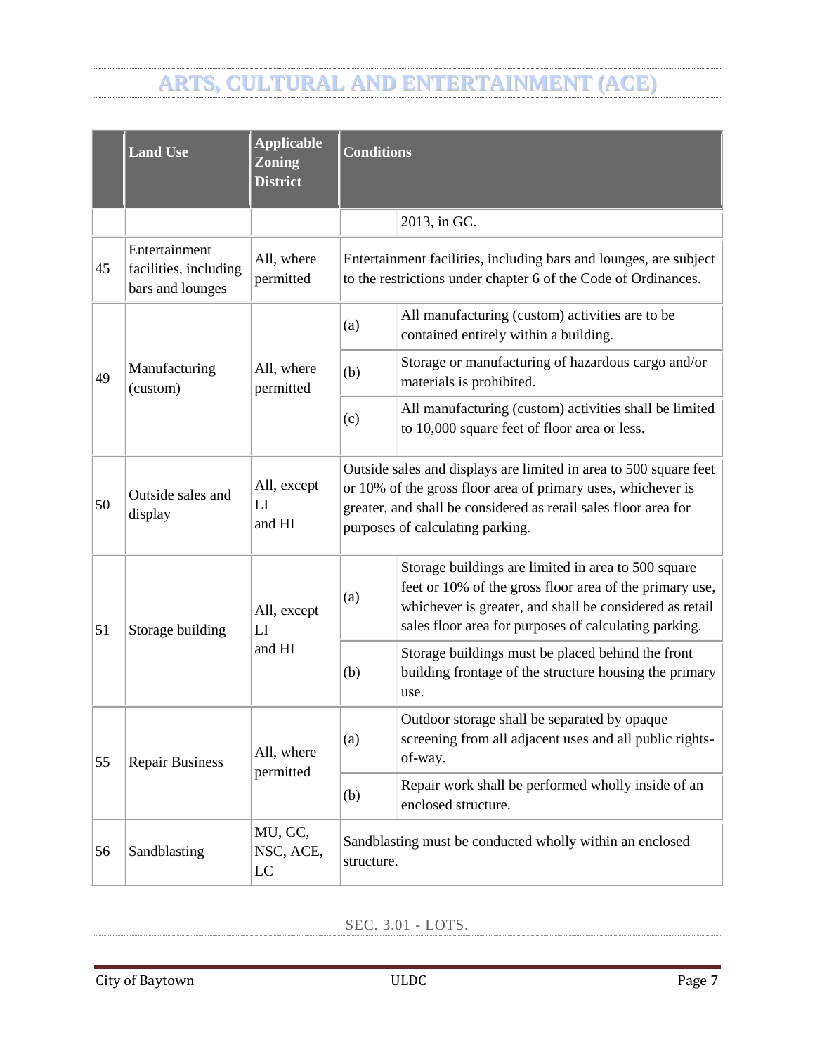# ARTS, CULTURAL AND ENTERTAINMENT (ACE)

| | Land Use | Applicable Zoning District | Conditions | |
|---|---|---|---|---|
| | | | | 2013, in GC. |
| 45 | Entertainment facilities, including bars and lounges | All, where permitted | Entertainment facilities, including bars and lounges, are subject to the restrictions under chapter 6 of the Code of Ordinances. | |
| 49 | Manufacturing (custom) | All, where permitted | (a) | All manufacturing (custom) activities are to be contained entirely within a building. |
| | | | (b) | Storage or manufacturing of hazardous cargo and/or materials is prohibited. |
| | | | (c) | All manufacturing (custom) activities shall be limited to 10,000 square feet of floor area or less. |
| 50 | Outside sales and display | All, except LI and HI | Outside sales and displays are limited in area to 500 square feet or 10% of the gross floor area of primary uses, whichever is greater, and shall be considered as retail sales floor area for purposes of calculating parking. | |
| 51 | Storage building | All, except LI and HI | (a) | Storage buildings are limited in area to 500 square feet or 10% of the gross floor area of the primary use, whichever is greater, and shall be considered as retail sales floor area for purposes of calculating parking. |
| | | | (b) | Storage buildings must be placed behind the front building frontage of the structure housing the primary use. |
| 55 | Repair Business | All, where permitted | (a) | Outdoor storage shall be separated by opaque screening from all adjacent uses and all public rights-of-way. |
| | | | (b) | Repair work shall be performed wholly inside of an enclosed structure. |
| 56 | Sandblasting | MU, GC, NSC, ACE, LC | Sandblasting must be conducted wholly within an enclosed structure. | |

SEC. 3.01 - LOTS.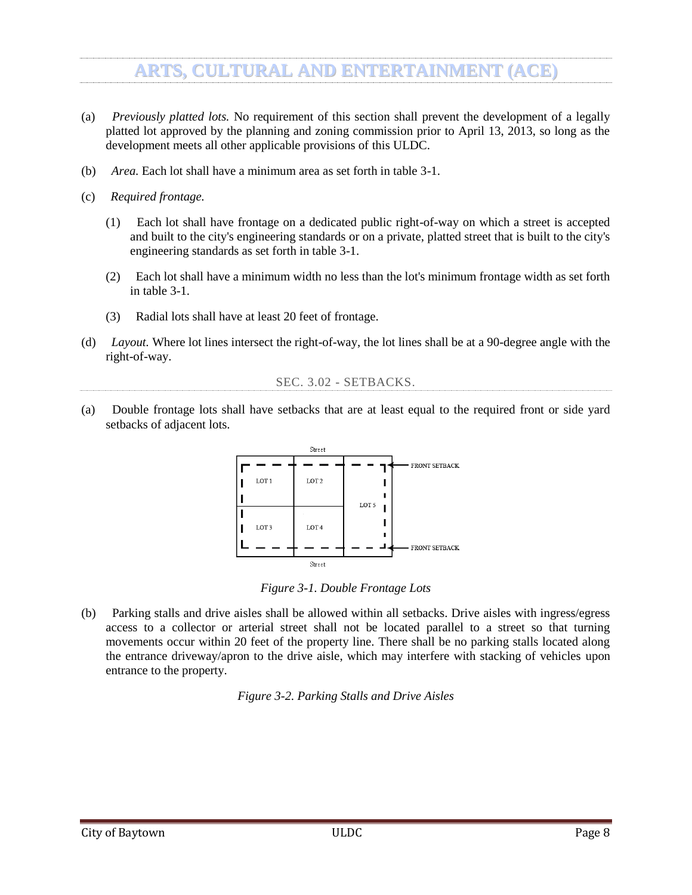# ARTS, CULTURAL AND ENTERTAINMENT (ACE)

(a) *Previously platted lots.* No requirement of this section shall prevent the development of a legally platted lot approved by the planning and zoning commission prior to April 13, 2013, so long as the development meets all other applicable provisions of this ULDC.

(b) *Area.* Each lot shall have a minimum area as set forth in table 3-1.

(c) *Required frontage.*

(1) Each lot shall have frontage on a dedicated public right-of-way on which a street is accepted and built to the city's engineering standards or on a private, platted street that is built to the city's engineering standards as set forth in table 3-1.

(2) Each lot shall have a minimum width no less than the lot's minimum frontage width as set forth in table 3-1.

(3) Radial lots shall have at least 20 feet of frontage.

(d) *Layout.* Where lot lines intersect the right-of-way, the lot lines shall be at a 90-degree angle with the right-of-way.

## SEC. 3.02 - SETBACKS.

(a) Double frontage lots shall have setbacks that are at least equal to the required front or side yard setbacks of adjacent lots.

Street

LOT 1 | LOT 2 | LOT 3 | LOT 4 | LOT 5

FRONT SETBACK

FRONT SETBACK

Street

*Figure 3-1. Double Frontage Lots*

(b) Parking stalls and drive aisles shall be allowed within all setbacks. Drive aisles with ingress/egress access to a collector or arterial street shall not be located parallel to a street so that turning movements occur within 20 feet of the property line. There shall be no parking stalls located along the entrance driveway/apron to the drive aisle, which may interfere with stacking of vehicles upon entrance to the property.

*Figure 3-2. Parking Stalls and Drive Aisles*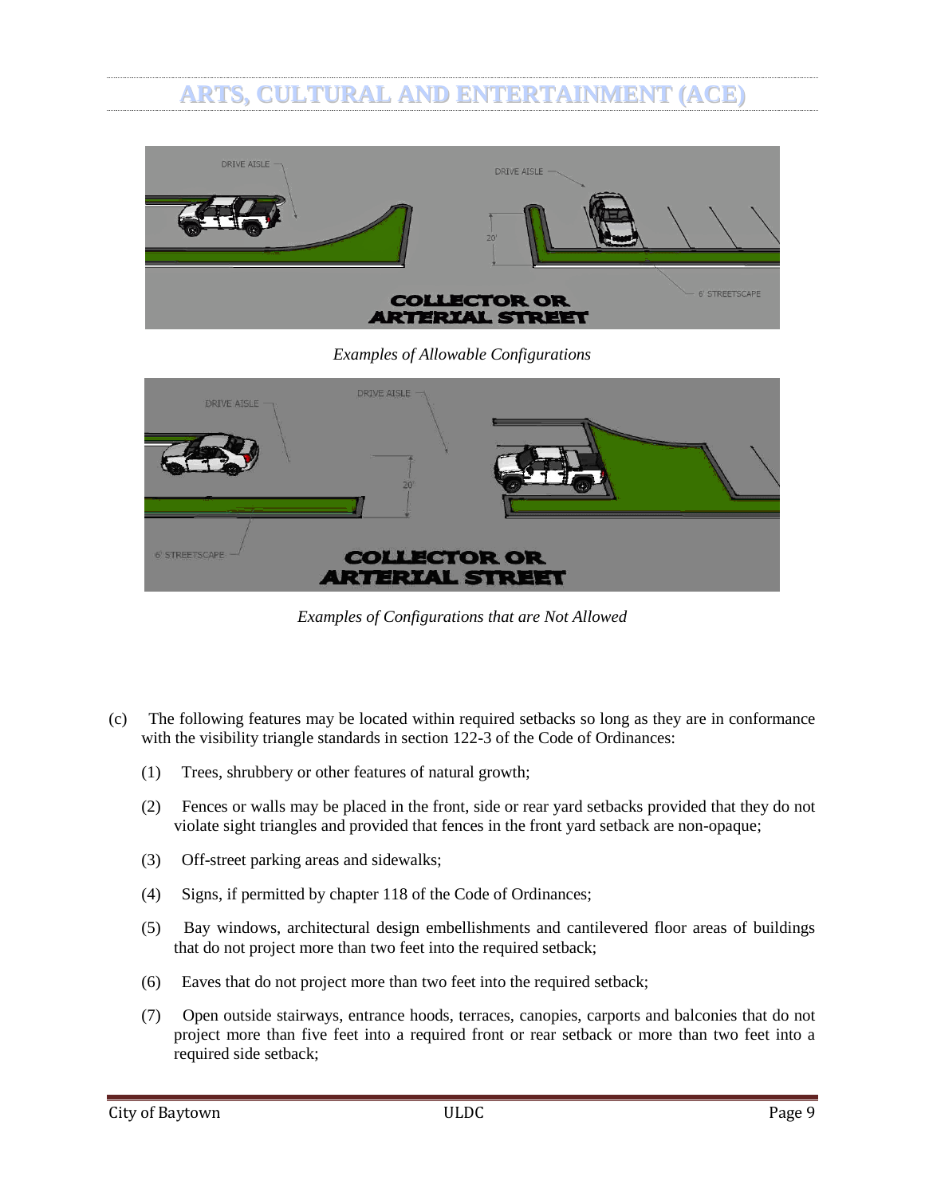*Examples of Allowable Configurations*

*Examples of Configurations that are Not Allowed*

(c) The following features may be located within required setbacks so long as they are in conformance with the visibility triangle standards in section 122-3 of the Code of Ordinances:

(1) Trees, shrubbery or other features of natural growth;

(2) Fences or walls may be placed in the front, side or rear yard setbacks provided that they do not violate sight triangles and provided that fences in the front yard setback are non-opaque;

(3) Off-street parking areas and sidewalks;

(4) Signs, if permitted by chapter 118 of the Code of Ordinances;

(5) Bay windows, architectural design embellishments and cantilevered floor areas of buildings that do not project more than two feet into the required setback;

(6) Eaves that do not project more than two feet into the required setback;

(7) Open outside stairways, entrance hoods, terraces, canopies, carports and balconies that do not project more than five feet into a required front or rear setback or more than two feet into a required side setback;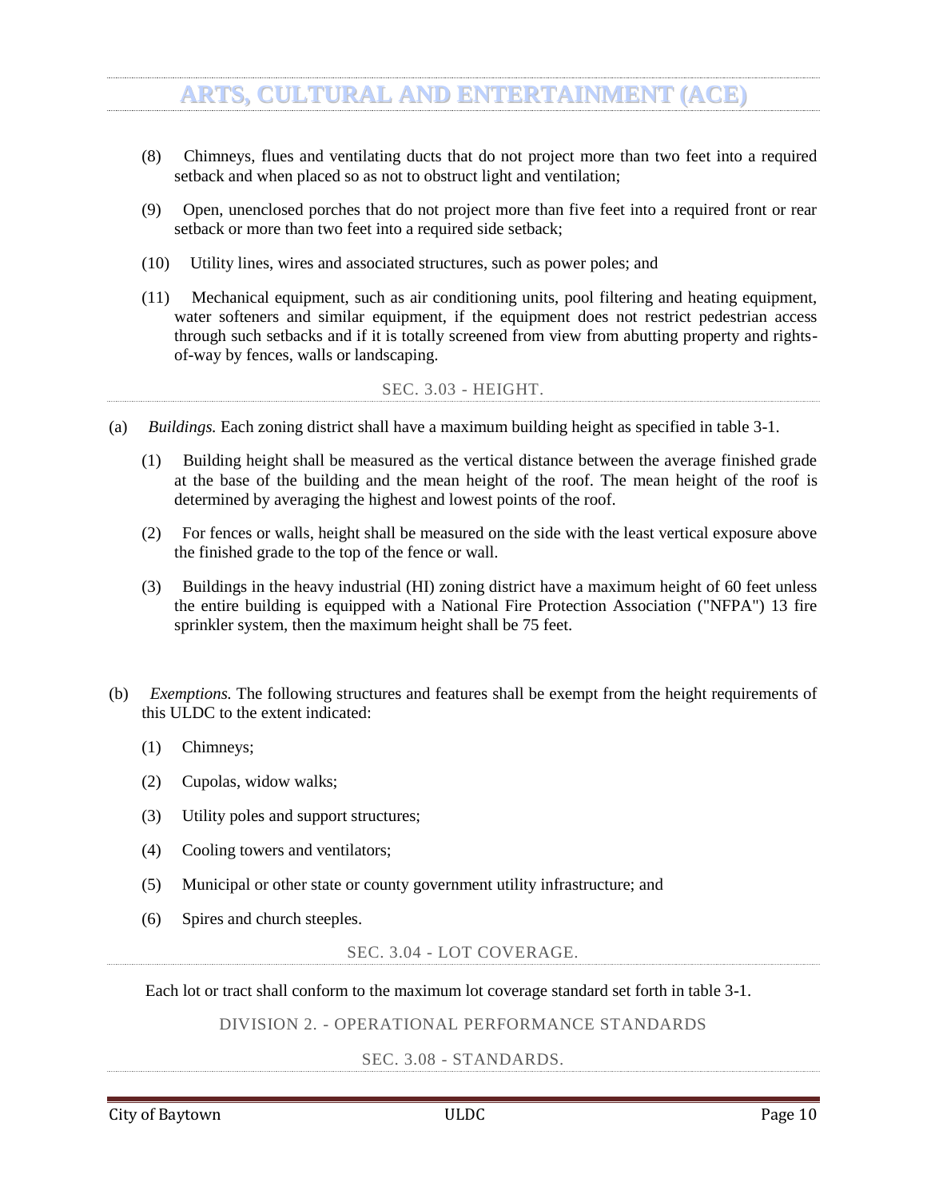(8) Chimneys, flues and ventilating ducts that do not project more than two feet into a required setback and when placed so as not to obstruct light and ventilation;

(9) Open, unenclosed porches that do not project more than five feet into a required front or rear setback or more than two feet into a required side setback;

(10) Utility lines, wires and associated structures, such as power poles; and

(11) Mechanical equipment, such as air conditioning units, pool filtering and heating equipment, water softeners and similar equipment, if the equipment does not restrict pedestrian access through such setbacks and if it is totally screened from view from abutting property and rights-of-way by fences, walls or landscaping.

### SEC. 3.03 - HEIGHT.

(a) *Buildings.* Each zoning district shall have a maximum building height as specified in table 3-1.

(1) Building height shall be measured as the vertical distance between the average finished grade at the base of the building and the mean height of the roof. The mean height of the roof is determined by averaging the highest and lowest points of the roof.

(2) For fences or walls, height shall be measured on the side with the least vertical exposure above the finished grade to the top of the fence or wall.

(3) Buildings in the heavy industrial (HI) zoning district have a maximum height of 60 feet unless the entire building is equipped with a National Fire Protection Association ("NFPA") 13 fire sprinkler system, then the maximum height shall be 75 feet.

(b) *Exemptions.* The following structures and features shall be exempt from the height requirements of this ULDC to the extent indicated:

(1) Chimneys;

(2) Cupolas, widow walks;

(3) Utility poles and support structures;

(4) Cooling towers and ventilators;

(5) Municipal or other state or county government utility infrastructure; and

(6) Spires and church steeples.

### SEC. 3.04 - LOT COVERAGE.

Each lot or tract shall conform to the maximum lot coverage standard set forth in table 3-1.

## DIVISION 2. - OPERATIONAL PERFORMANCE STANDARDS

### SEC. 3.08 - STANDARDS.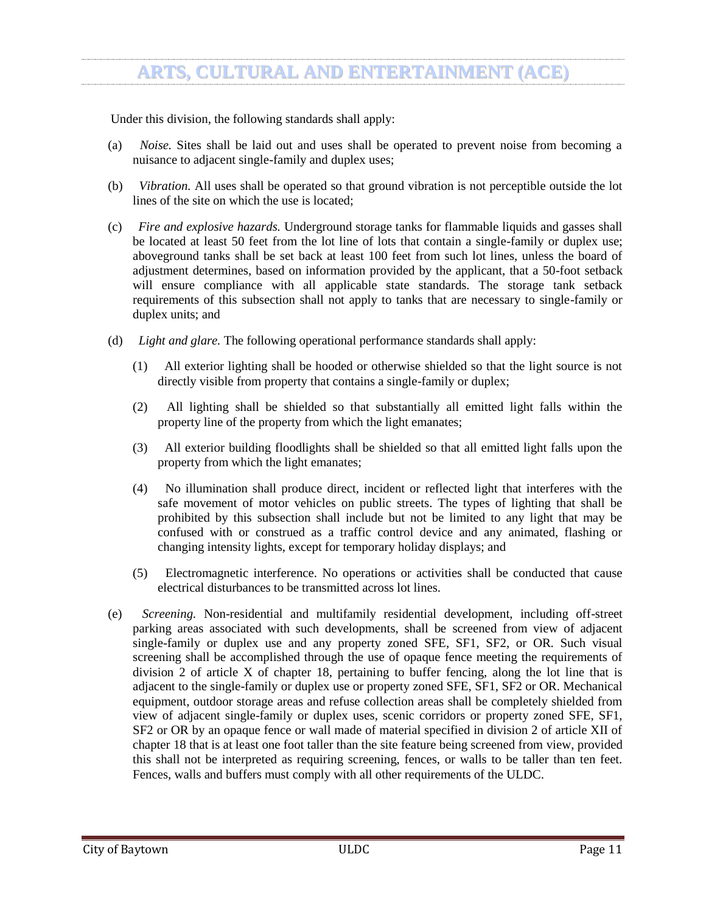# ARTS, CULTURAL AND ENTERTAINMENT (ACE)

Under this division, the following standards shall apply:

(a) *Noise.* Sites shall be laid out and uses shall be operated to prevent noise from becoming a nuisance to adjacent single-family and duplex uses;

(b) *Vibration.* All uses shall be operated so that ground vibration is not perceptible outside the lot lines of the site on which the use is located;

(c) *Fire and explosive hazards.* Underground storage tanks for flammable liquids and gasses shall be located at least 50 feet from the lot line of lots that contain a single-family or duplex use; aboveground tanks shall be set back at least 100 feet from such lot lines, unless the board of adjustment determines, based on information provided by the applicant, that a 50-foot setback will ensure compliance with all applicable state standards. The storage tank setback requirements of this subsection shall not apply to tanks that are necessary to single-family or duplex units; and

(d) *Light and glare.* The following operational performance standards shall apply:

(1) All exterior lighting shall be hooded or otherwise shielded so that the light source is not directly visible from property that contains a single-family or duplex;

(2) All lighting shall be shielded so that substantially all emitted light falls within the property line of the property from which the light emanates;

(3) All exterior building floodlights shall be shielded so that all emitted light falls upon the property from which the light emanates;

(4) No illumination shall produce direct, incident or reflected light that interferes with the safe movement of motor vehicles on public streets. The types of lighting that shall be prohibited by this subsection shall include but not be limited to any light that may be confused with or construed as a traffic control device and any animated, flashing or changing intensity lights, except for temporary holiday displays; and

(5) Electromagnetic interference. No operations or activities shall be conducted that cause electrical disturbances to be transmitted across lot lines.

(e) *Screening.* Non-residential and multifamily residential development, including off-street parking areas associated with such developments, shall be screened from view of adjacent single-family or duplex use and any property zoned SFE, SF1, SF2, or OR. Such visual screening shall be accomplished through the use of opaque fence meeting the requirements of division 2 of article X of chapter 18, pertaining to buffer fencing, along the lot line that is adjacent to the single-family or duplex use or property zoned SFE, SF1, SF2 or OR. Mechanical equipment, outdoor storage areas and refuse collection areas shall be completely shielded from view of adjacent single-family or duplex uses, scenic corridors or property zoned SFE, SF1, SF2 or OR by an opaque fence or wall made of material specified in division 2 of article XII of chapter 18 that is at least one foot taller than the site feature being screened from view, provided this shall not be interpreted as requiring screening, fences, or walls to be taller than ten feet. Fences, walls and buffers must comply with all other requirements of the ULDC.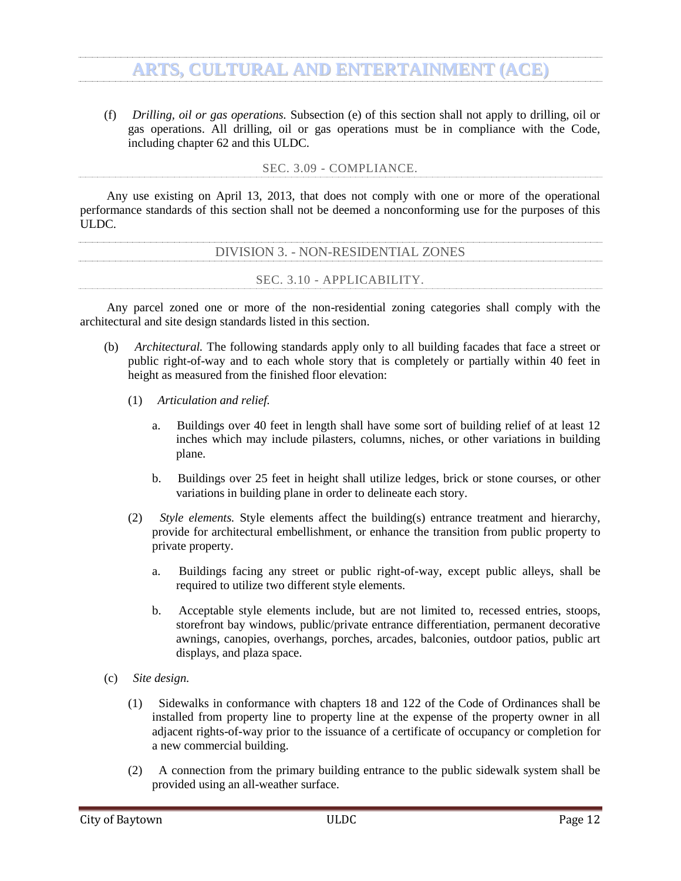(f) *Drilling, oil or gas operations.* Subsection (e) of this section shall not apply to drilling, oil or gas operations. All drilling, oil or gas operations must be in compliance with the Code, including chapter 62 and this ULDC.

### SEC. 3.09 - COMPLIANCE.

Any use existing on April 13, 2013, that does not comply with one or more of the operational performance standards of this section shall not be deemed a nonconforming use for the purposes of this ULDC.

## DIVISION 3. - NON-RESIDENTIAL ZONES

### SEC. 3.10 - APPLICABILITY.

Any parcel zoned one or more of the non-residential zoning categories shall comply with the architectural and site design standards listed in this section.

(b) *Architectural.* The following standards apply only to all building facades that face a street or public right-of-way and to each whole story that is completely or partially within 40 feet in height as measured from the finished floor elevation:

(1) *Articulation and relief.*

a. Buildings over 40 feet in length shall have some sort of building relief of at least 12 inches which may include pilasters, columns, niches, or other variations in building plane.

b. Buildings over 25 feet in height shall utilize ledges, brick or stone courses, or other variations in building plane in order to delineate each story.

(2) *Style elements.* Style elements affect the building(s) entrance treatment and hierarchy, provide for architectural embellishment, or enhance the transition from public property to private property.

a. Buildings facing any street or public right-of-way, except public alleys, shall be required to utilize two different style elements.

b. Acceptable style elements include, but are not limited to, recessed entries, stoops, storefront bay windows, public/private entrance differentiation, permanent decorative awnings, canopies, overhangs, porches, arcades, balconies, outdoor patios, public art displays, and plaza space.

(c) *Site design.*

(1) Sidewalks in conformance with chapters 18 and 122 of the Code of Ordinances shall be installed from property line to property line at the expense of the property owner in all adjacent rights-of-way prior to the issuance of a certificate of occupancy or completion for a new commercial building.

(2) A connection from the primary building entrance to the public sidewalk system shall be provided using an all-weather surface.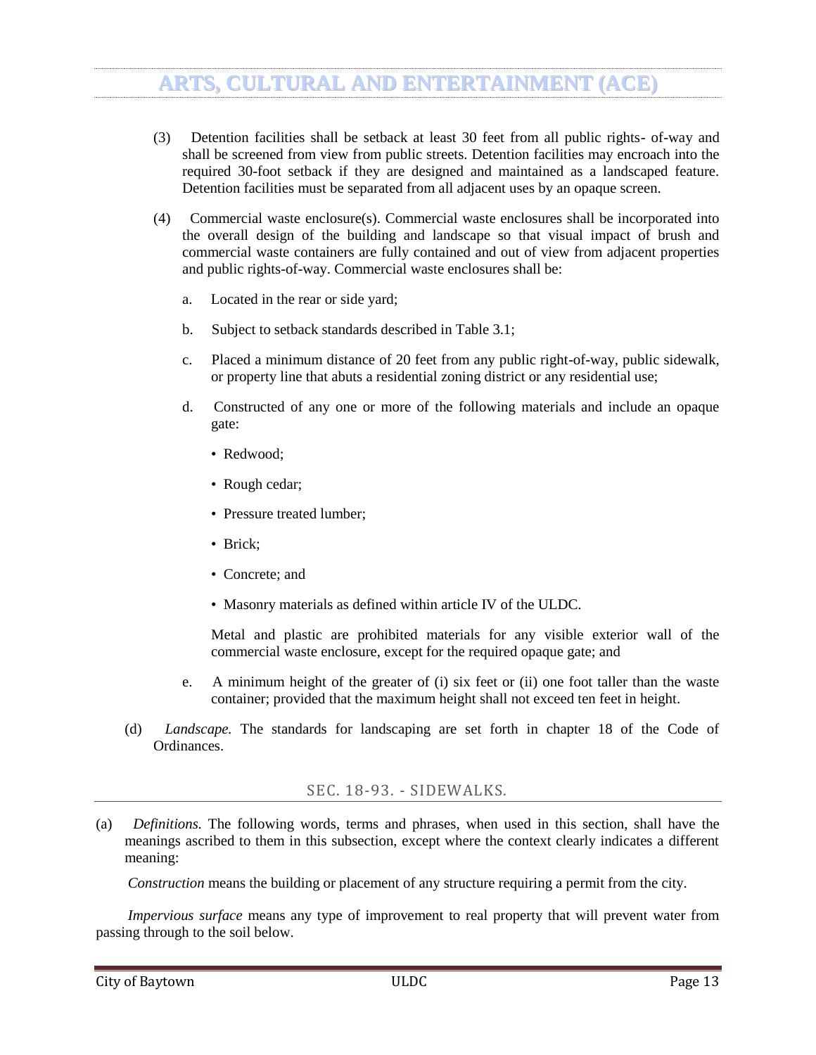(3) Detention facilities shall be setback at least 30 feet from all public rights- of-way and shall be screened from view from public streets. Detention facilities may encroach into the required 30-foot setback if they are designed and maintained as a landscaped feature. Detention facilities must be separated from all adjacent uses by an opaque screen.

(4) Commercial waste enclosure(s). Commercial waste enclosures shall be incorporated into the overall design of the building and landscape so that visual impact of brush and commercial waste containers are fully contained and out of view from adjacent properties and public rights-of-way. Commercial waste enclosures shall be:

a. Located in the rear or side yard;

b. Subject to setback standards described in Table 3.1;

c. Placed a minimum distance of 20 feet from any public right-of-way, public sidewalk, or property line that abuts a residential zoning district or any residential use;

d. Constructed of any one or more of the following materials and include an opaque gate:

- Redwood;
- Rough cedar;
- Pressure treated lumber;
- Brick;
- Concrete; and
- Masonry materials as defined within article IV of the ULDC.

Metal and plastic are prohibited materials for any visible exterior wall of the commercial waste enclosure, except for the required opaque gate; and

e. A minimum height of the greater of (i) six feet or (ii) one foot taller than the waste container; provided that the maximum height shall not exceed ten feet in height.

(d) *Landscape.* The standards for landscaping are set forth in chapter 18 of the Code of Ordinances.

## SEC. 18-93. - SIDEWALKS.

(a) *Definitions.* The following words, terms and phrases, when used in this section, shall have the meanings ascribed to them in this subsection, except where the context clearly indicates a different meaning:

*Construction* means the building or placement of any structure requiring a permit from the city.

*Impervious surface* means any type of improvement to real property that will prevent water from passing through to the soil below.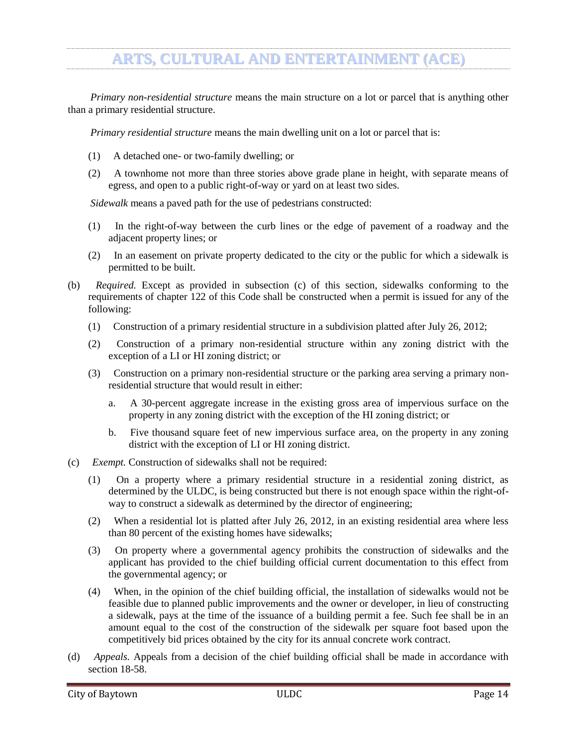*Primary non-residential structure* means the main structure on a lot or parcel that is anything other than a primary residential structure.

*Primary residential structure* means the main dwelling unit on a lot or parcel that is:

(1) A detached one- or two-family dwelling; or

(2) A townhome not more than three stories above grade plane in height, with separate means of egress, and open to a public right-of-way or yard on at least two sides.

*Sidewalk* means a paved path for the use of pedestrians constructed:

(1) In the right-of-way between the curb lines or the edge of pavement of a roadway and the adjacent property lines; or

(2) In an easement on private property dedicated to the city or the public for which a sidewalk is permitted to be built.

(b) *Required.* Except as provided in subsection (c) of this section, sidewalks conforming to the requirements of chapter 122 of this Code shall be constructed when a permit is issued for any of the following:

(1) Construction of a primary residential structure in a subdivision platted after July 26, 2012;

(2) Construction of a primary non-residential structure within any zoning district with the exception of a LI or HI zoning district; or

(3) Construction on a primary non-residential structure or the parking area serving a primary non-residential structure that would result in either:

a. A 30-percent aggregate increase in the existing gross area of impervious surface on the property in any zoning district with the exception of the HI zoning district; or

b. Five thousand square feet of new impervious surface area, on the property in any zoning district with the exception of LI or HI zoning district.

(c) *Exempt.* Construction of sidewalks shall not be required:

(1) On a property where a primary residential structure in a residential zoning district, as determined by the ULDC, is being constructed but there is not enough space within the right-of-way to construct a sidewalk as determined by the director of engineering;

(2) When a residential lot is platted after July 26, 2012, in an existing residential area where less than 80 percent of the existing homes have sidewalks;

(3) On property where a governmental agency prohibits the construction of sidewalks and the applicant has provided to the chief building official current documentation to this effect from the governmental agency; or

(4) When, in the opinion of the chief building official, the installation of sidewalks would not be feasible due to planned public improvements and the owner or developer, in lieu of constructing a sidewalk, pays at the time of the issuance of a building permit a fee. Such fee shall be in an amount equal to the cost of the construction of the sidewalk per square foot based upon the competitively bid prices obtained by the city for its annual concrete work contract.

(d) *Appeals.* Appeals from a decision of the chief building official shall be made in accordance with section 18-58.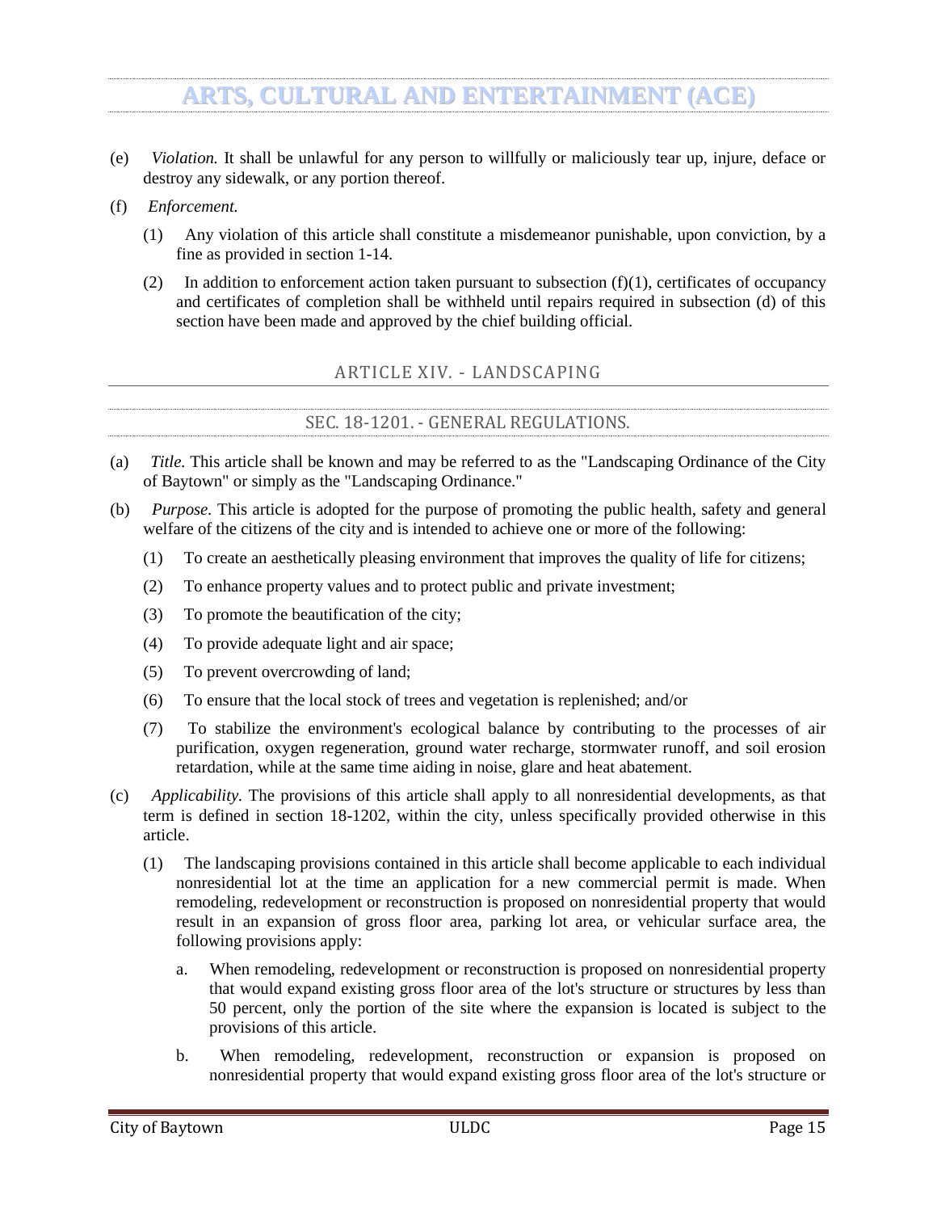(e) *Violation.* It shall be unlawful for any person to willfully or maliciously tear up, injure, deface or destroy any sidewalk, or any portion thereof.

(f) *Enforcement.*

(1) Any violation of this article shall constitute a misdemeanor punishable, upon conviction, by a fine as provided in section 1-14.

(2) In addition to enforcement action taken pursuant to subsection (f)(1), certificates of occupancy and certificates of completion shall be withheld until repairs required in subsection (d) of this section have been made and approved by the chief building official.

## ARTICLE XIV. - LANDSCAPING

### SEC. 18-1201. - GENERAL REGULATIONS.

(a) *Title.* This article shall be known and may be referred to as the "Landscaping Ordinance of the City of Baytown" or simply as the "Landscaping Ordinance."

(b) *Purpose.* This article is adopted for the purpose of promoting the public health, safety and general welfare of the citizens of the city and is intended to achieve one or more of the following:

(1) To create an aesthetically pleasing environment that improves the quality of life for citizens;

(2) To enhance property values and to protect public and private investment;

(3) To promote the beautification of the city;

(4) To provide adequate light and air space;

(5) To prevent overcrowding of land;

(6) To ensure that the local stock of trees and vegetation is replenished; and/or

(7) To stabilize the environment's ecological balance by contributing to the processes of air purification, oxygen regeneration, ground water recharge, stormwater runoff, and soil erosion retardation, while at the same time aiding in noise, glare and heat abatement.

(c) *Applicability.* The provisions of this article shall apply to all nonresidential developments, as that term is defined in section 18-1202, within the city, unless specifically provided otherwise in this article.

(1) The landscaping provisions contained in this article shall become applicable to each individual nonresidential lot at the time an application for a new commercial permit is made. When remodeling, redevelopment or reconstruction is proposed on nonresidential property that would result in an expansion of gross floor area, parking lot area, or vehicular surface area, the following provisions apply:

a. When remodeling, redevelopment or reconstruction is proposed on nonresidential property that would expand existing gross floor area of the lot's structure or structures by less than 50 percent, only the portion of the site where the expansion is located is subject to the provisions of this article.

b. When remodeling, redevelopment, reconstruction or expansion is proposed on nonresidential property that would expand existing gross floor area of the lot's structure or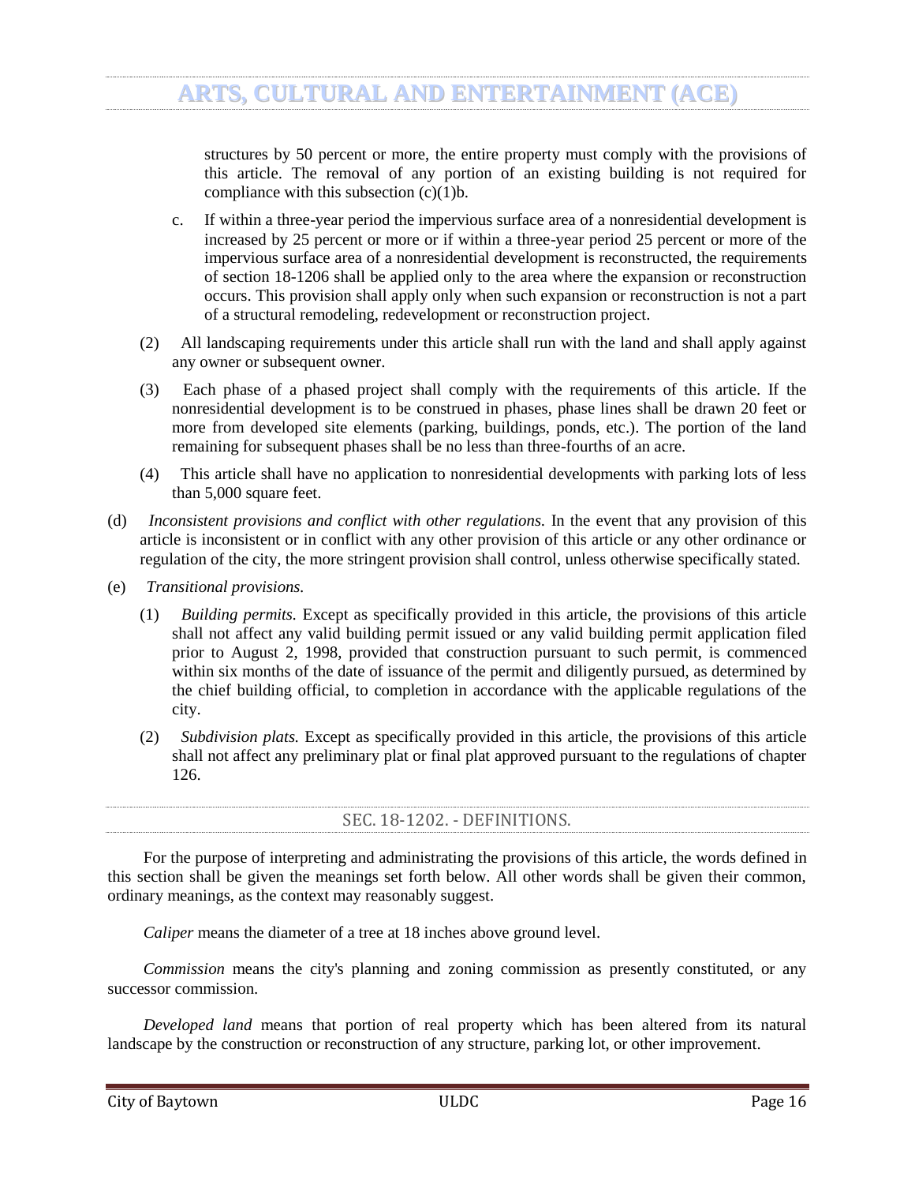structures by 50 percent or more, the entire property must comply with the provisions of this article. The removal of any portion of an existing building is not required for compliance with this subsection (c)(1)b.

c. If within a three-year period the impervious surface area of a nonresidential development is increased by 25 percent or more or if within a three-year period 25 percent or more of the impervious surface area of a nonresidential development is reconstructed, the requirements of section 18-1206 shall be applied only to the area where the expansion or reconstruction occurs. This provision shall apply only when such expansion or reconstruction is not a part of a structural remodeling, redevelopment or reconstruction project.

(2) All landscaping requirements under this article shall run with the land and shall apply against any owner or subsequent owner.

(3) Each phase of a phased project shall comply with the requirements of this article. If the nonresidential development is to be construed in phases, phase lines shall be drawn 20 feet or more from developed site elements (parking, buildings, ponds, etc.). The portion of the land remaining for subsequent phases shall be no less than three-fourths of an acre.

(4) This article shall have no application to nonresidential developments with parking lots of less than 5,000 square feet.

(d) *Inconsistent provisions and conflict with other regulations.* In the event that any provision of this article is inconsistent or in conflict with any other provision of this article or any other ordinance or regulation of the city, the more stringent provision shall control, unless otherwise specifically stated.

(e) *Transitional provisions.*

(1) *Building permits.* Except as specifically provided in this article, the provisions of this article shall not affect any valid building permit issued or any valid building permit application filed prior to August 2, 1998, provided that construction pursuant to such permit, is commenced within six months of the date of issuance of the permit and diligently pursued, as determined by the chief building official, to completion in accordance with the applicable regulations of the city.

(2) *Subdivision plats.* Except as specifically provided in this article, the provisions of this article shall not affect any preliminary plat or final plat approved pursuant to the regulations of chapter 126.

## SEC. 18-1202. - DEFINITIONS.

For the purpose of interpreting and administrating the provisions of this article, the words defined in this section shall be given the meanings set forth below. All other words shall be given their common, ordinary meanings, as the context may reasonably suggest.

*Caliper* means the diameter of a tree at 18 inches above ground level.

*Commission* means the city's planning and zoning commission as presently constituted, or any successor commission.

*Developed land* means that portion of real property which has been altered from its natural landscape by the construction or reconstruction of any structure, parking lot, or other improvement.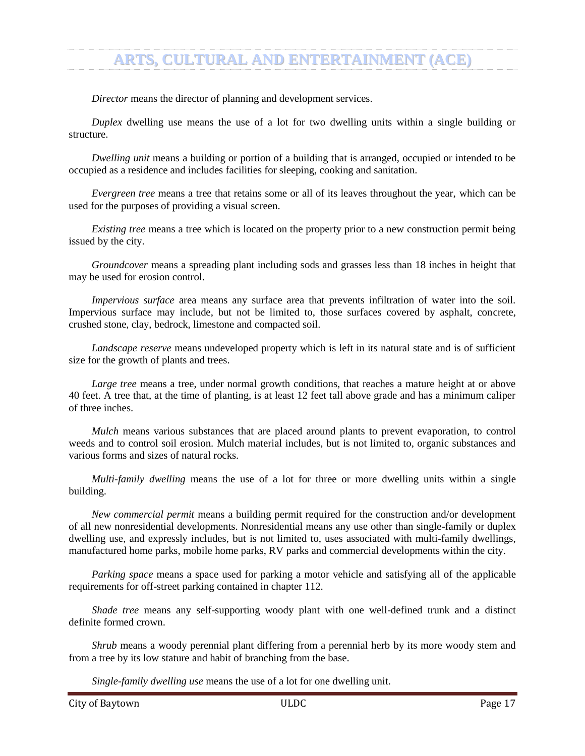*Director* means the director of planning and development services.

*Duplex* dwelling use means the use of a lot for two dwelling units within a single building or structure.

*Dwelling unit* means a building or portion of a building that is arranged, occupied or intended to be occupied as a residence and includes facilities for sleeping, cooking and sanitation.

*Evergreen tree* means a tree that retains some or all of its leaves throughout the year, which can be used for the purposes of providing a visual screen.

*Existing tree* means a tree which is located on the property prior to a new construction permit being issued by the city.

*Groundcover* means a spreading plant including sods and grasses less than 18 inches in height that may be used for erosion control.

*Impervious surface* area means any surface area that prevents infiltration of water into the soil. Impervious surface may include, but not be limited to, those surfaces covered by asphalt, concrete, crushed stone, clay, bedrock, limestone and compacted soil.

*Landscape reserve* means undeveloped property which is left in its natural state and is of sufficient size for the growth of plants and trees.

*Large tree* means a tree, under normal growth conditions, that reaches a mature height at or above 40 feet. A tree that, at the time of planting, is at least 12 feet tall above grade and has a minimum caliper of three inches.

*Mulch* means various substances that are placed around plants to prevent evaporation, to control weeds and to control soil erosion. Mulch material includes, but is not limited to, organic substances and various forms and sizes of natural rocks.

*Multi-family dwelling* means the use of a lot for three or more dwelling units within a single building.

*New commercial permit* means a building permit required for the construction and/or development of all new nonresidential developments. Nonresidential means any use other than single-family or duplex dwelling use, and expressly includes, but is not limited to, uses associated with multi-family dwellings, manufactured home parks, mobile home parks, RV parks and commercial developments within the city.

*Parking space* means a space used for parking a motor vehicle and satisfying all of the applicable requirements for off-street parking contained in chapter 112.

*Shade tree* means any self-supporting woody plant with one well-defined trunk and a distinct definite formed crown.

*Shrub* means a woody perennial plant differing from a perennial herb by its more woody stem and from a tree by its low stature and habit of branching from the base.

*Single-family dwelling use* means the use of a lot for one dwelling unit.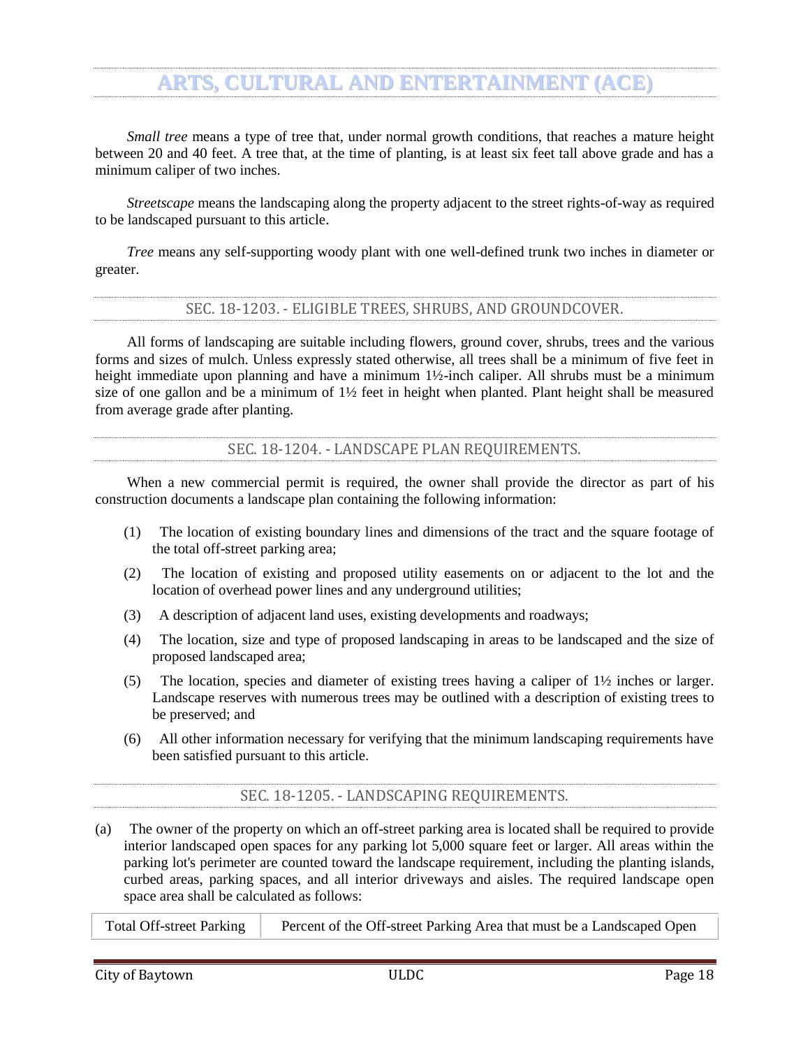*Small tree* means a type of tree that, under normal growth conditions, that reaches a mature height between 20 and 40 feet. A tree that, at the time of planting, is at least six feet tall above grade and has a minimum caliper of two inches.

*Streetscape* means the landscaping along the property adjacent to the street rights-of-way as required to be landscaped pursuant to this article.

*Tree* means any self-supporting woody plant with one well-defined trunk two inches in diameter or greater.

## SEC. 18-1203. - ELIGIBLE TREES, SHRUBS, AND GROUNDCOVER.

All forms of landscaping are suitable including flowers, ground cover, shrubs, trees and the various forms and sizes of mulch. Unless expressly stated otherwise, all trees shall be a minimum of five feet in height immediate upon planning and have a minimum 1½-inch caliper. All shrubs must be a minimum size of one gallon and be a minimum of 1½ feet in height when planted. Plant height shall be measured from average grade after planting.

## SEC. 18-1204. - LANDSCAPE PLAN REQUIREMENTS.

When a new commercial permit is required, the owner shall provide the director as part of his construction documents a landscape plan containing the following information:

(1) The location of existing boundary lines and dimensions of the tract and the square footage of the total off-street parking area;

(2) The location of existing and proposed utility easements on or adjacent to the lot and the location of overhead power lines and any underground utilities;

(3) A description of adjacent land uses, existing developments and roadways;

(4) The location, size and type of proposed landscaping in areas to be landscaped and the size of proposed landscaped area;

(5) The location, species and diameter of existing trees having a caliper of 1½ inches or larger. Landscape reserves with numerous trees may be outlined with a description of existing trees to be preserved; and

(6) All other information necessary for verifying that the minimum landscaping requirements have been satisfied pursuant to this article.

## SEC. 18-1205. - LANDSCAPING REQUIREMENTS.

(a) The owner of the property on which an off-street parking area is located shall be required to provide interior landscaped open spaces for any parking lot 5,000 square feet or larger. All areas within the parking lot's perimeter are counted toward the landscape requirement, including the planting islands, curbed areas, parking spaces, and all interior driveways and aisles. The required landscape open space area shall be calculated as follows:

| Total Off-street Parking | Percent of the Off-street Parking Area that must be a Landscaped Open |
| --- | --- |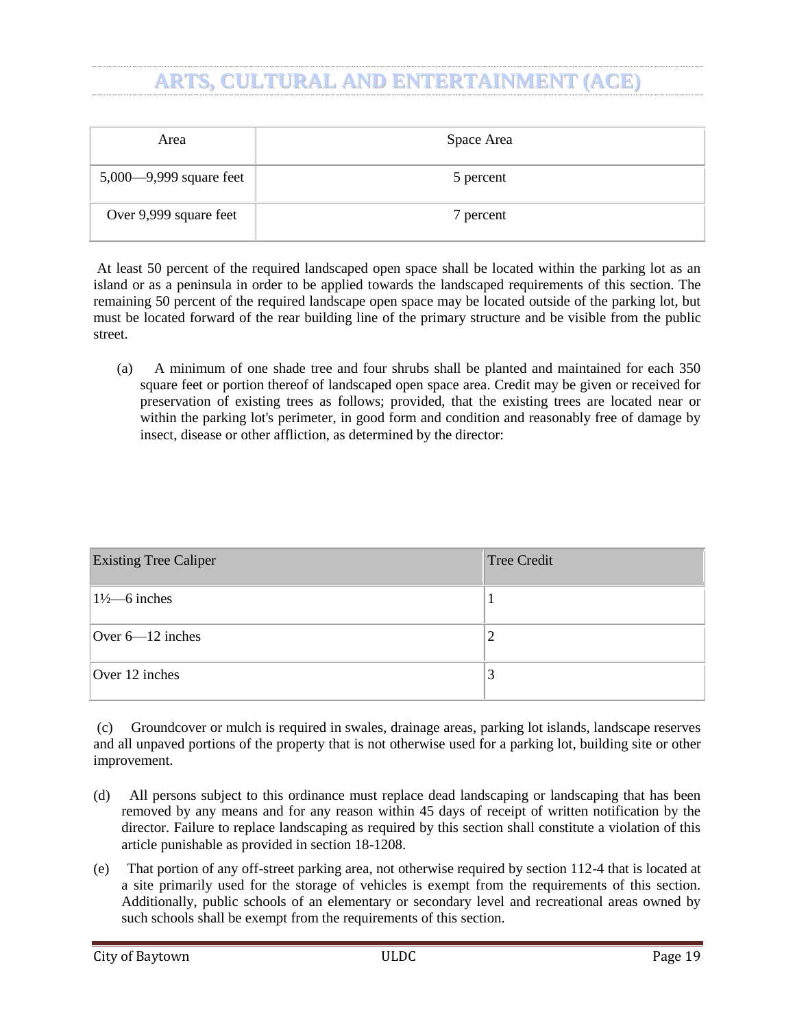| Area | Space Area |
|---|---|
| 5,000—9,999 square feet | 5 percent |
| Over 9,999 square feet | 7 percent |

At least 50 percent of the required landscaped open space shall be located within the parking lot as an island or as a peninsula in order to be applied towards the landscaped requirements of this section. The remaining 50 percent of the required landscape open space may be located outside of the parking lot, but must be located forward of the rear building line of the primary structure and be visible from the public street.

(a) A minimum of one shade tree and four shrubs shall be planted and maintained for each 350 square feet or portion thereof of landscaped open space area. Credit may be given or received for preservation of existing trees as follows; provided, that the existing trees are located near or within the parking lot's perimeter, in good form and condition and reasonably free of damage by insect, disease or other affliction, as determined by the director:

| Existing Tree Caliper | Tree Credit |
|---|---|
| 1½—6 inches | 1 |
| Over 6—12 inches | 2 |
| Over 12 inches | 3 |

(c) Groundcover or mulch is required in swales, drainage areas, parking lot islands, landscape reserves and all unpaved portions of the property that is not otherwise used for a parking lot, building site or other improvement.

(d) All persons subject to this ordinance must replace dead landscaping or landscaping that has been removed by any means and for any reason within 45 days of receipt of written notification by the director. Failure to replace landscaping as required by this section shall constitute a violation of this article punishable as provided in section 18-1208.

(e) That portion of any off-street parking area, not otherwise required by section 112-4 that is located at a site primarily used for the storage of vehicles is exempt from the requirements of this section. Additionally, public schools of an elementary or secondary level and recreational areas owned by such schools shall be exempt from the requirements of this section.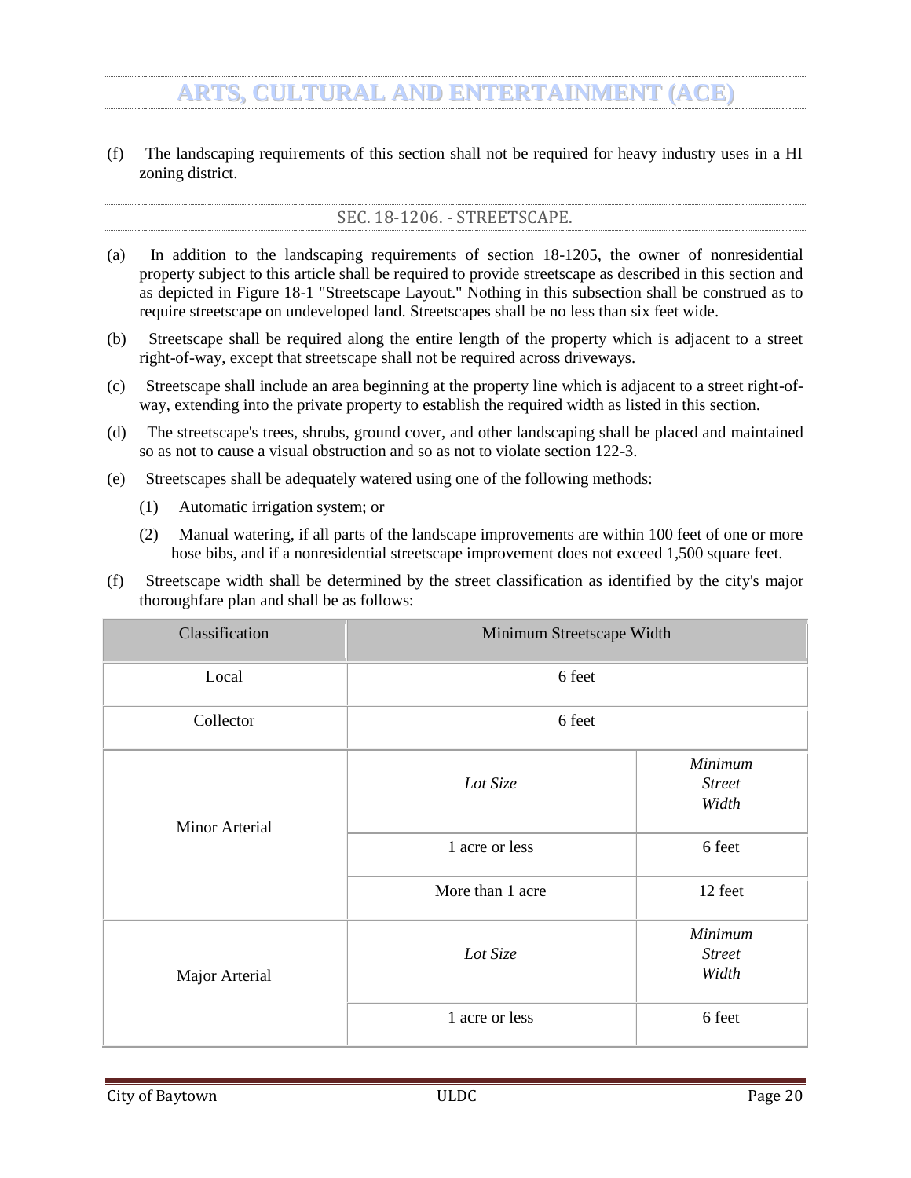# ARTS, CULTURAL AND ENTERTAINMENT (ACE)

(f) The landscaping requirements of this section shall not be required for heavy industry uses in a HI zoning district.

## SEC. 18-1206. - STREETSCAPE.

(a) In addition to the landscaping requirements of section 18-1205, the owner of nonresidential property subject to this article shall be required to provide streetscape as described in this section and as depicted in Figure 18-1 "Streetscape Layout." Nothing in this subsection shall be construed as to require streetscape on undeveloped land. Streetscapes shall be no less than six feet wide.

(b) Streetscape shall be required along the entire length of the property which is adjacent to a street right-of-way, except that streetscape shall not be required across driveways.

(c) Streetscape shall include an area beginning at the property line which is adjacent to a street right-of-way, extending into the private property to establish the required width as listed in this section.

(d) The streetscape's trees, shrubs, ground cover, and other landscaping shall be placed and maintained so as not to cause a visual obstruction and so as not to violate section 122-3.

(e) Streetscapes shall be adequately watered using one of the following methods:

(1) Automatic irrigation system; or

(2) Manual watering, if all parts of the landscape improvements are within 100 feet of one or more hose bibs, and if a nonresidential streetscape improvement does not exceed 1,500 square feet.

(f) Streetscape width shall be determined by the street classification as identified by the city's major thoroughfare plan and shall be as follows:

| Classification | Minimum Streetscape Width | |
|---|---|---|
| Local | 6 feet | |
| Collector | 6 feet | |
| Minor Arterial | *Lot Size* | *Minimum Street Width* |
| | 1 acre or less | 6 feet |
| | More than 1 acre | 12 feet |
| Major Arterial | *Lot Size* | *Minimum Street Width* |
| | 1 acre or less | 6 feet |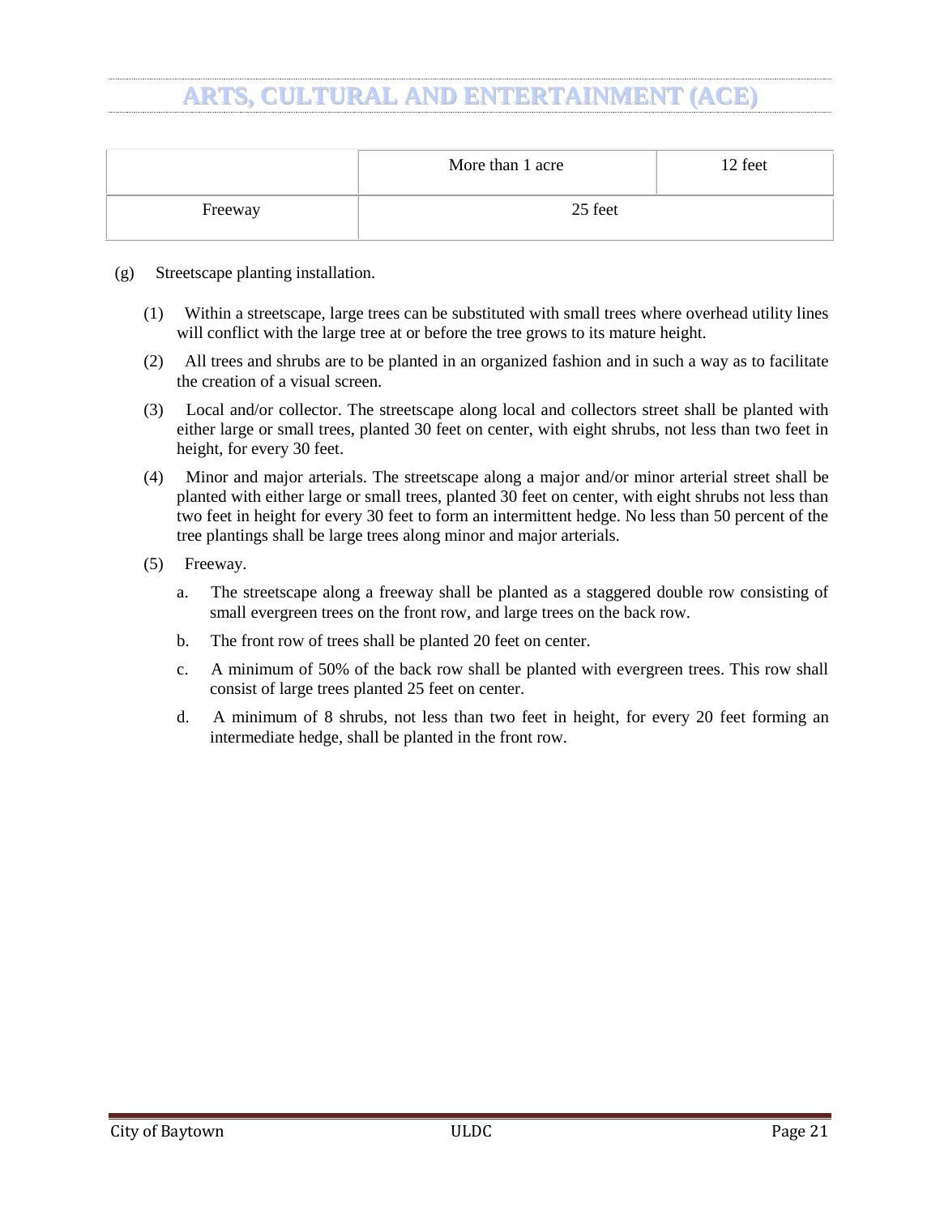|  | More than 1 acre | 12 feet |
|---|---|---|
| Freeway | 25 feet | |

(g) Streetscape planting installation.

(1) Within a streetscape, large trees can be substituted with small trees where overhead utility lines will conflict with the large tree at or before the tree grows to its mature height.

(2) All trees and shrubs are to be planted in an organized fashion and in such a way as to facilitate the creation of a visual screen.

(3) Local and/or collector. The streetscape along local and collectors street shall be planted with either large or small trees, planted 30 feet on center, with eight shrubs, not less than two feet in height, for every 30 feet.

(4) Minor and major arterials. The streetscape along a major and/or minor arterial street shall be planted with either large or small trees, planted 30 feet on center, with eight shrubs not less than two feet in height for every 30 feet to form an intermittent hedge. No less than 50 percent of the tree plantings shall be large trees along minor and major arterials.

(5) Freeway.

a. The streetscape along a freeway shall be planted as a staggered double row consisting of small evergreen trees on the front row, and large trees on the back row.

b. The front row of trees shall be planted 20 feet on center.

c. A minimum of 50% of the back row shall be planted with evergreen trees. This row shall consist of large trees planted 25 feet on center.

d. A minimum of 8 shrubs, not less than two feet in height, for every 20 feet forming an intermediate hedge, shall be planted in the front row.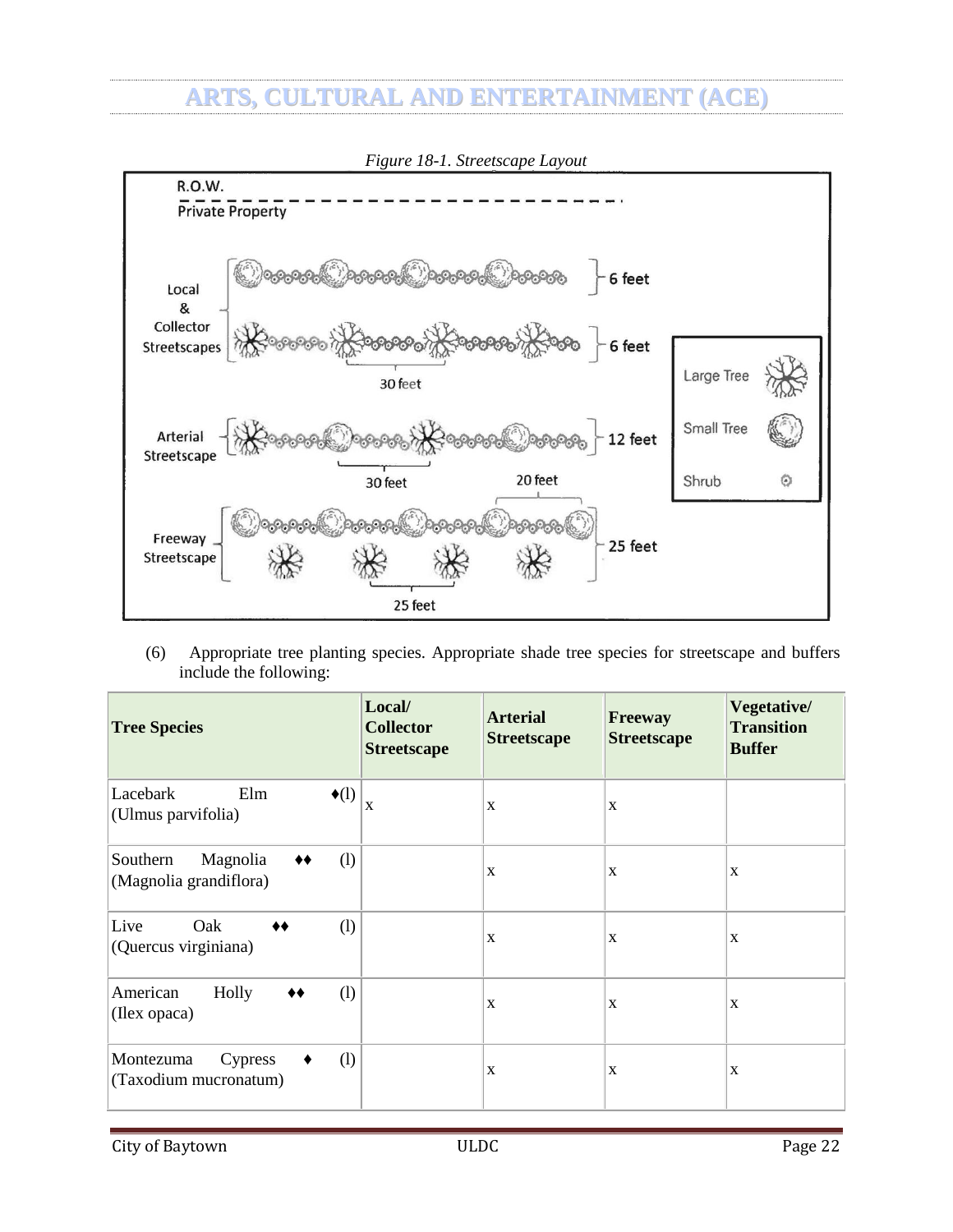*Figure 18-1. Streetscape Layout*

(6) Appropriate tree planting species. Appropriate shade tree species for streetscape and buffers include the following:

| Tree Species | Local/ Collector Streetscape | Arterial Streetscape | Freeway Streetscape | Vegetative/ Transition Buffer |
|---|---|---|---|---|
| Lacebark Elm ♦(l) (Ulmus parvifolia) | x | x | x | |
| Southern Magnolia ♦♦ (l) (Magnolia grandiflora) | | x | x | x |
| Live Oak ♦♦ (l) (Quercus virginiana) | | x | x | x |
| American Holly ♦♦ (l) (Ilex opaca) | | x | x | x |
| Montezuma Cypress ♦ (l) (Taxodium mucronatum) | | x | x | x |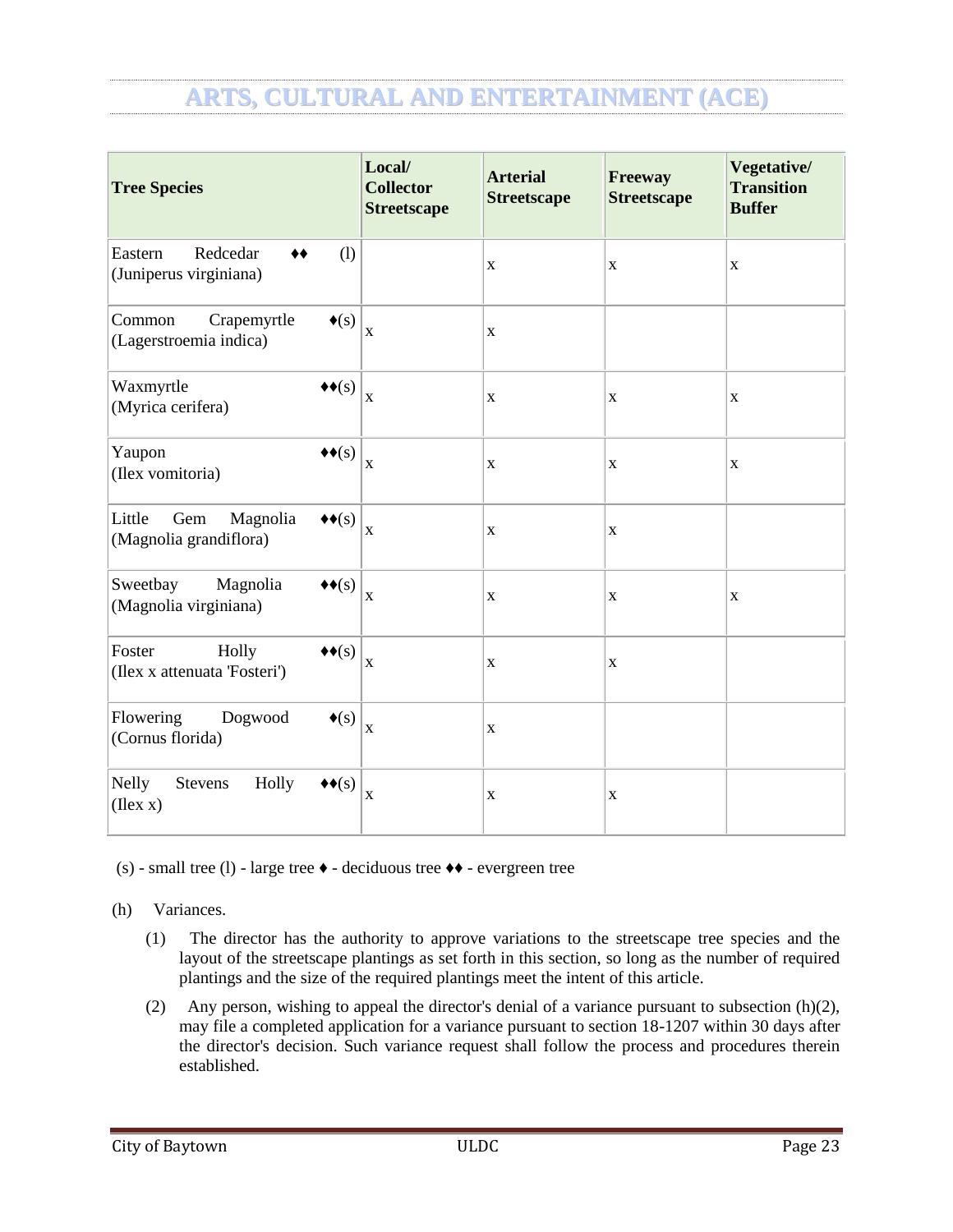# ARTS, CULTURAL AND ENTERTAINMENT (ACE)

| Tree Species | Local/ Collector Streetscape | Arterial Streetscape | Freeway Streetscape | Vegetative/ Transition Buffer |
|---|---|---|---|---|
| Eastern Redcedar ♦♦ (l) (Juniperus virginiana) | | x | x | x |
| Common Crapemyrtle ♦(s) (Lagerstroemia indica) | x | x | | |
| Waxmyrtle ♦♦(s) (Myrica cerifera) | x | x | x | x |
| Yaupon ♦♦(s) (Ilex vomitoria) | x | x | x | x |
| Little Gem Magnolia ♦♦(s) (Magnolia grandiflora) | x | x | x | |
| Sweetbay Magnolia ♦♦(s) (Magnolia virginiana) | x | x | x | x |
| Foster Holly ♦♦(s) (Ilex x attenuata 'Fosteri') | x | x | x | |
| Flowering Dogwood ♦(s) (Cornus florida) | x | x | | |
| Nelly Stevens Holly ♦♦(s) (Ilex x) | x | x | x | |

(s) - small tree (l) - large tree ♦ - deciduous tree ♦♦ - evergreen tree

(h) Variances.

(1) The director has the authority to approve variations to the streetscape tree species and the layout of the streetscape plantings as set forth in this section, so long as the number of required plantings and the size of the required plantings meet the intent of this article.

(2) Any person, wishing to appeal the director's denial of a variance pursuant to subsection (h)(2), may file a completed application for a variance pursuant to section 18-1207 within 30 days after the director's decision. Such variance request shall follow the process and procedures therein established.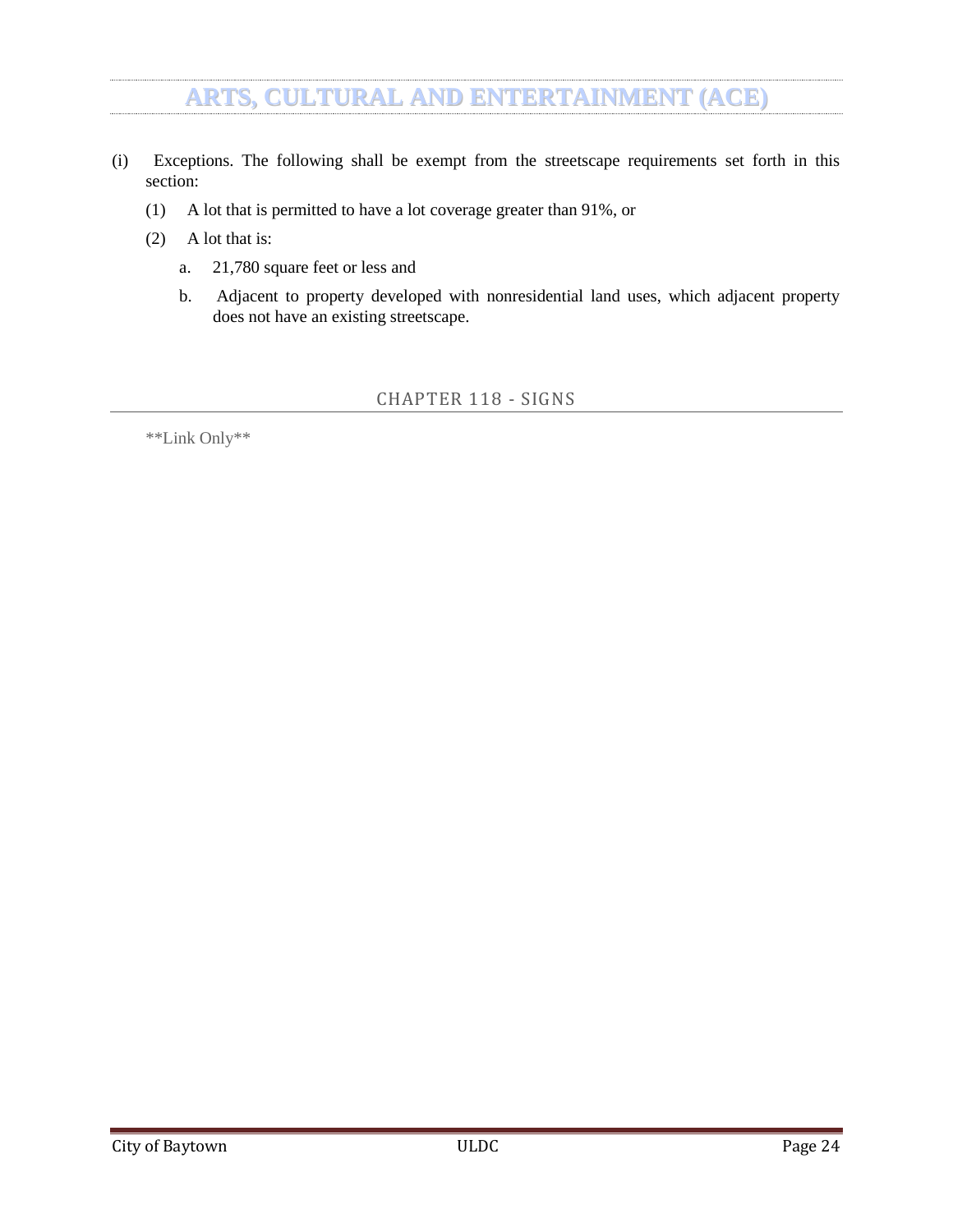# ARTS, CULTURAL AND ENTERTAINMENT (ACE)

(i) Exceptions. The following shall be exempt from the streetscape requirements set forth in this section:

(1) A lot that is permitted to have a lot coverage greater than 91%, or

(2) A lot that is:

a. 21,780 square feet or less and

b. Adjacent to property developed with nonresidential land uses, which adjacent property does not have an existing streetscape.

## CHAPTER 118 - SIGNS

**Link Only**